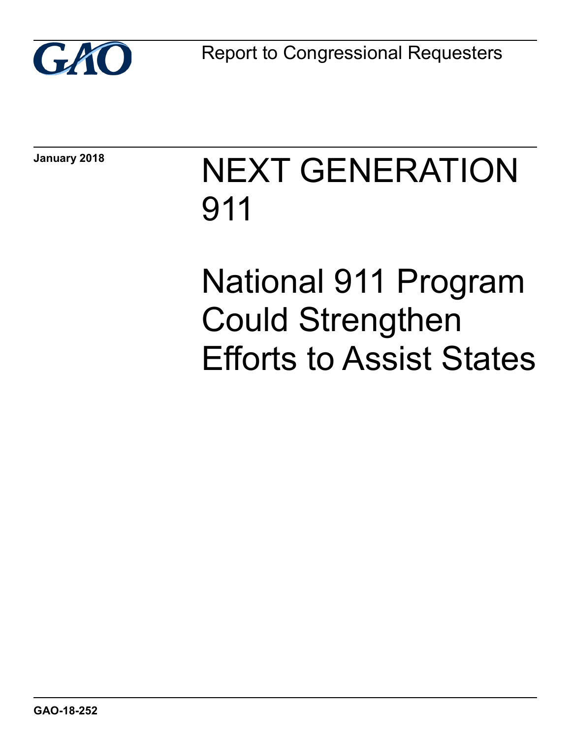GAO

Report to Congressional Requesters

January 2018

# NEXT GENERATION 911

# National 911 Program Could Strengthen Efforts to Assist States

GAO-18-252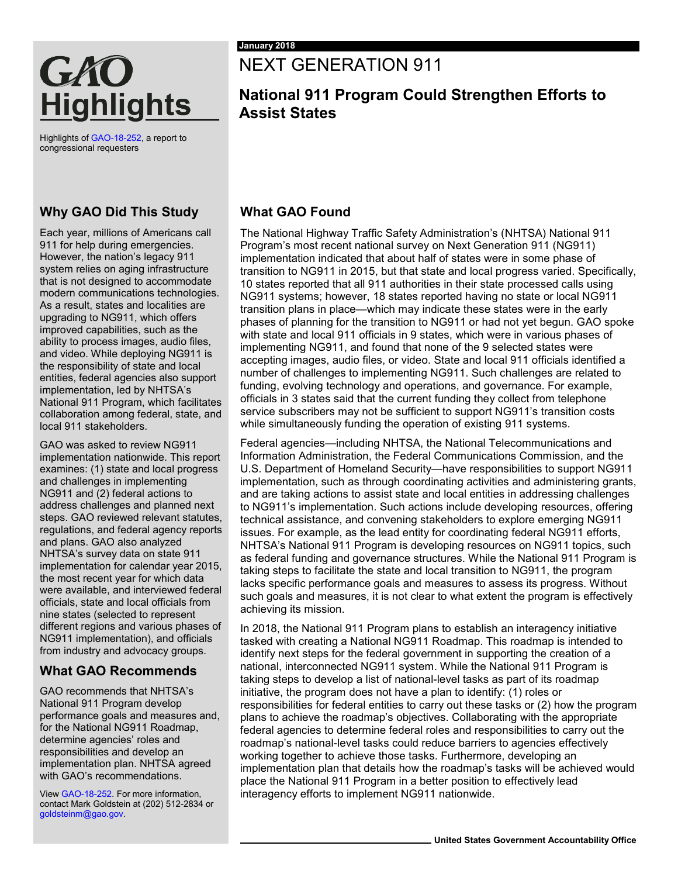# GAO Highlights

Highlights of GAO-18-252, a report to congressional requesters

January 2018

# NEXT GENERATION 911

## National 911 Program Could Strengthen Efforts to Assist States

### Why GAO Did This Study

Each year, millions of Americans call 911 for help during emergencies. However, the nation's legacy 911 system relies on aging infrastructure that is not designed to accommodate modern communications technologies. As a result, states and localities are upgrading to NG911, which offers improved capabilities, such as the ability to process images, audio files, and video. While deploying NG911 is the responsibility of state and local entities, federal agencies also support implementation, led by NHTSA's National 911 Program, which facilitates collaboration among federal, state, and local 911 stakeholders.

GAO was asked to review NG911 implementation nationwide. This report examines: (1) state and local progress and challenges in implementing NG911 and (2) federal actions to address challenges and planned next steps. GAO reviewed relevant statutes, regulations, and federal agency reports and plans. GAO also analyzed NHTSA's survey data on state 911 implementation for calendar year 2015, the most recent year for which data were available, and interviewed federal officials, state and local officials from nine states (selected to represent different regions and various phases of NG911 implementation), and officials from industry and advocacy groups.

### What GAO Recommends

GAO recommends that NHTSA's National 911 Program develop performance goals and measures and, for the National NG911 Roadmap, determine agencies' roles and responsibilities and develop an implementation plan. NHTSA agreed with GAO's recommendations.

View GAO-18-252. For more information, contact Mark Goldstein at (202) 512-2834 or goldsteinm@gao.gov.

### What GAO Found

The National Highway Traffic Safety Administration's (NHTSA) National 911 Program's most recent national survey on Next Generation 911 (NG911) implementation indicated that about half of states were in some phase of transition to NG911 in 2015, but that state and local progress varied. Specifically, 10 states reported that all 911 authorities in their state processed calls using NG911 systems; however, 18 states reported having no state or local NG911 transition plans in place—which may indicate these states were in the early phases of planning for the transition to NG911 or had not yet begun. GAO spoke with state and local 911 officials in 9 states, which were in various phases of implementing NG911, and found that none of the 9 selected states were accepting images, audio files, or video. State and local 911 officials identified a number of challenges to implementing NG911. Such challenges are related to funding, evolving technology and operations, and governance. For example, officials in 3 states said that the current funding they collect from telephone service subscribers may not be sufficient to support NG911's transition costs while simultaneously funding the operation of existing 911 systems.

Federal agencies—including NHTSA, the National Telecommunications and Information Administration, the Federal Communications Commission, and the U.S. Department of Homeland Security—have responsibilities to support NG911 implementation, such as through coordinating activities and administering grants, and are taking actions to assist state and local entities in addressing challenges to NG911's implementation. Such actions include developing resources, offering technical assistance, and convening stakeholders to explore emerging NG911 issues. For example, as the lead entity for coordinating federal NG911 efforts, NHTSA's National 911 Program is developing resources on NG911 topics, such as federal funding and governance structures. While the National 911 Program is taking steps to facilitate the state and local transition to NG911, the program lacks specific performance goals and measures to assess its progress. Without such goals and measures, it is not clear to what extent the program is effectively achieving its mission.

In 2018, the National 911 Program plans to establish an interagency initiative tasked with creating a National NG911 Roadmap. This roadmap is intended to identify next steps for the federal government in supporting the creation of a national, interconnected NG911 system. While the National 911 Program is taking steps to develop a list of national-level tasks as part of its roadmap initiative, the program does not have a plan to identify: (1) roles or responsibilities for federal entities to carry out these tasks or (2) how the program plans to achieve the roadmap's objectives. Collaborating with the appropriate federal agencies to determine federal roles and responsibilities to carry out the roadmap's national-level tasks could reduce barriers to agencies effectively working together to achieve those tasks. Furthermore, developing an implementation plan that details how the roadmap's tasks will be achieved would place the National 911 Program in a better position to effectively lead interagency efforts to implement NG911 nationwide.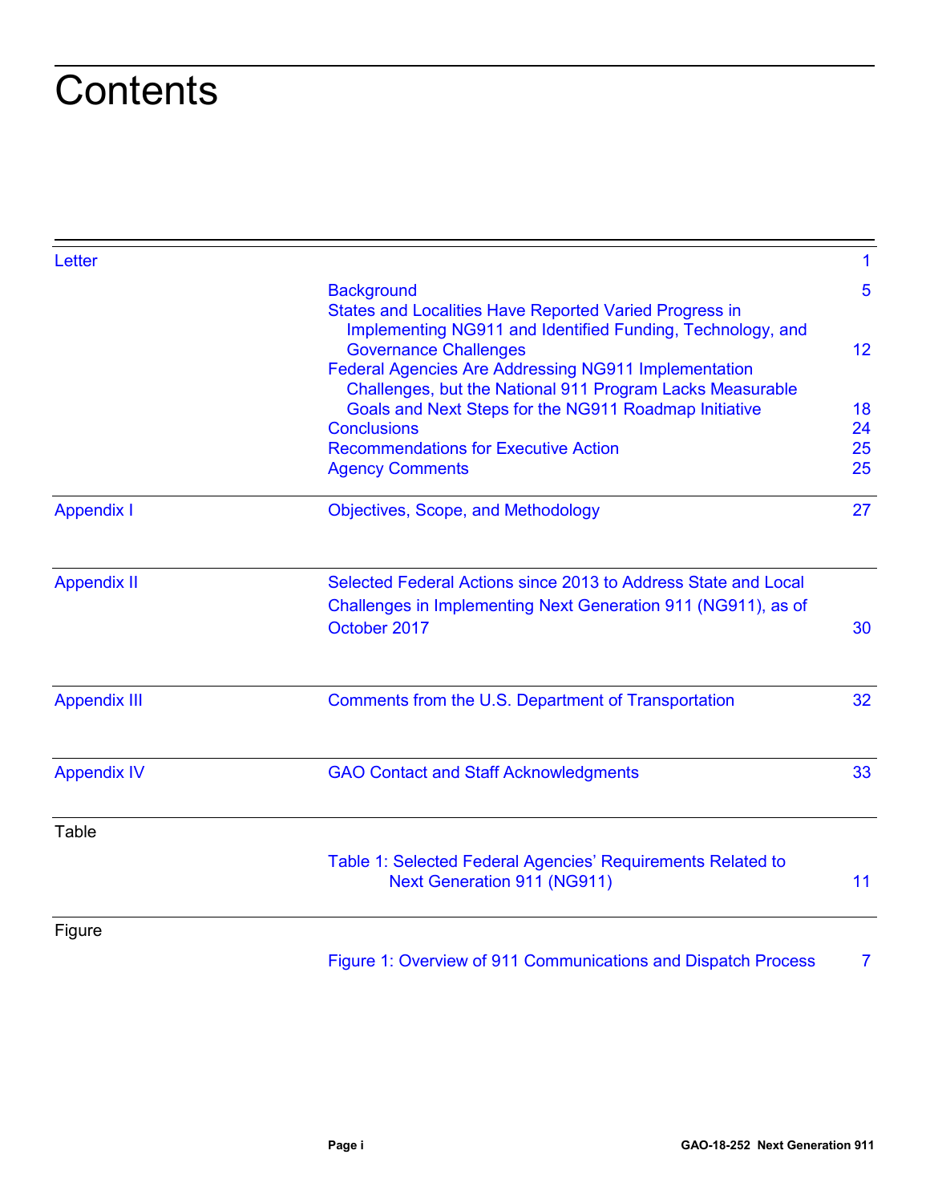# Contents

| | | |
|---|---|---|
| Letter | | 1 |
| | Background | 5 |
| | States and Localities Have Reported Varied Progress in Implementing NG911 and Identified Funding, Technology, and Governance Challenges | 12 |
| | Federal Agencies Are Addressing NG911 Implementation Challenges, but the National 911 Program Lacks Measurable Goals and Next Steps for the NG911 Roadmap Initiative | 18 |
| | Conclusions | 24 |
| | Recommendations for Executive Action | 25 |
| | Agency Comments | 25 |
| Appendix I | Objectives, Scope, and Methodology | 27 |
| Appendix II | Selected Federal Actions since 2013 to Address State and Local Challenges in Implementing Next Generation 911 (NG911), as of October 2017 | 30 |
| Appendix III | Comments from the U.S. Department of Transportation | 32 |
| Appendix IV | GAO Contact and Staff Acknowledgments | 33 |
| Table | | |
| | Table 1: Selected Federal Agencies' Requirements Related to Next Generation 911 (NG911) | 11 |
| Figure | | |
| | Figure 1: Overview of 911 Communications and Dispatch Process | 7 |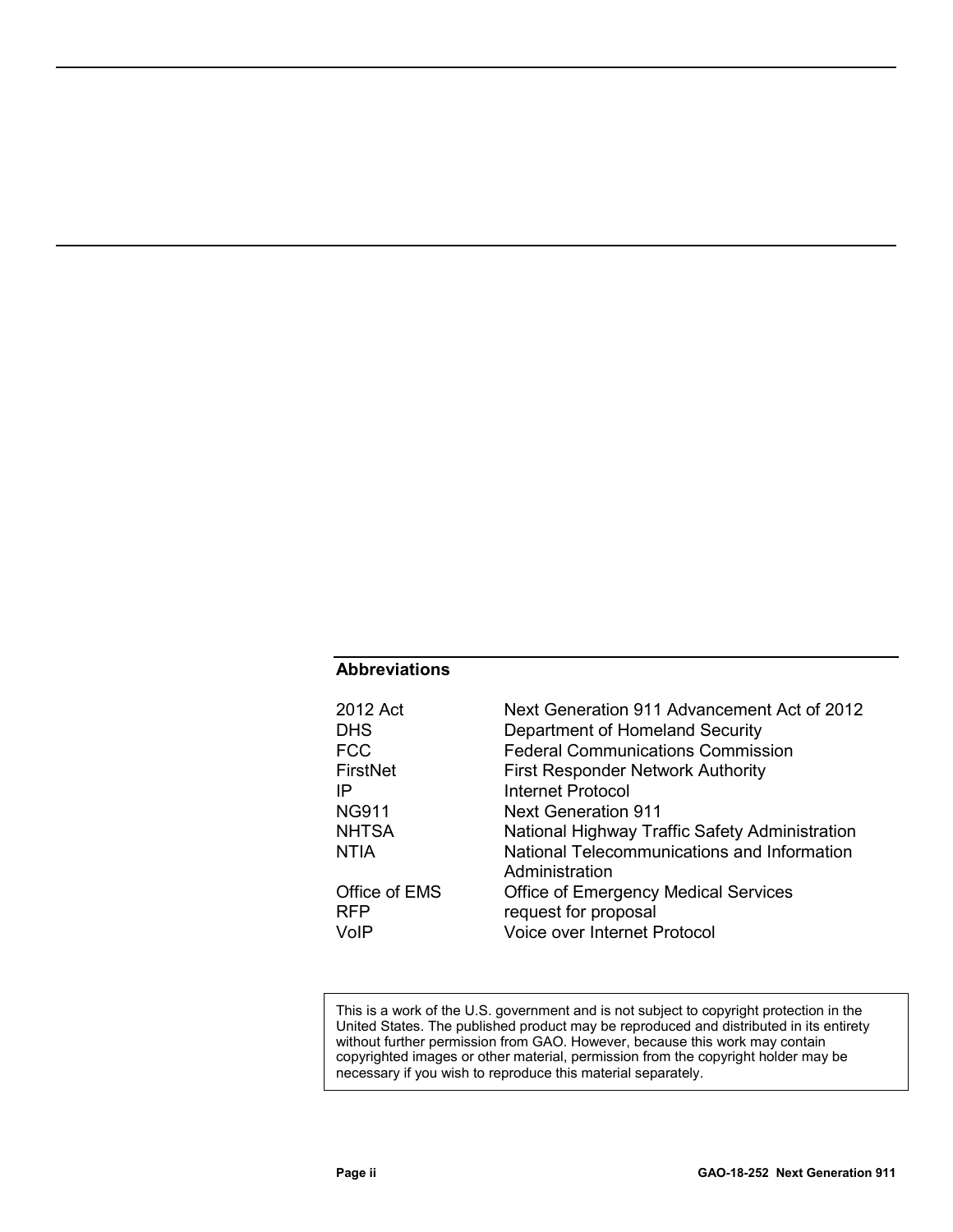## Abbreviations

| | |
|---|---|
| 2012 Act | Next Generation 911 Advancement Act of 2012 |
| DHS | Department of Homeland Security |
| FCC | Federal Communications Commission |
| FirstNet | First Responder Network Authority |
| IP | Internet Protocol |
| NG911 | Next Generation 911 |
| NHTSA | National Highway Traffic Safety Administration |
| NTIA | National Telecommunications and Information Administration |
| Office of EMS | Office of Emergency Medical Services |
| RFP | request for proposal |
| VoIP | Voice over Internet Protocol |

This is a work of the U.S. government and is not subject to copyright protection in the United States. The published product may be reproduced and distributed in its entirety without further permission from GAO. However, because this work may contain copyrighted images or other material, permission from the copyright holder may be necessary if you wish to reproduce this material separately.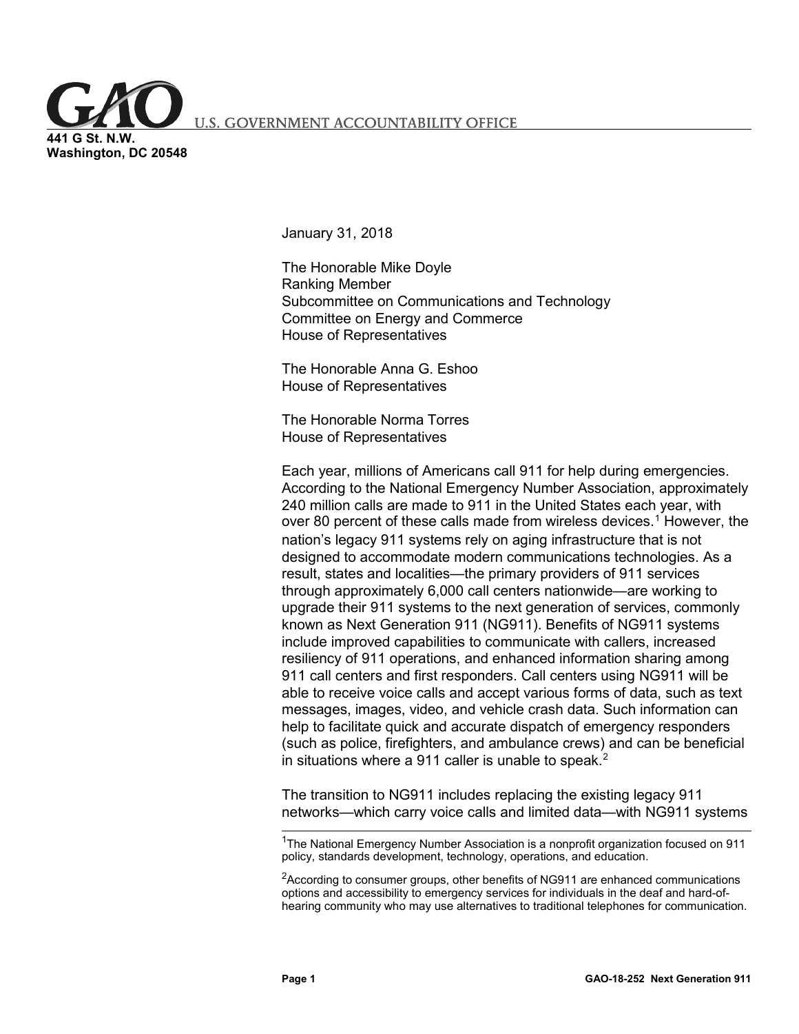U.S. GOVERNMENT ACCOUNTABILITY OFFICE

441 G St. N.W.
Washington, DC 20548

January 31, 2018

The Honorable Mike Doyle
Ranking Member
Subcommittee on Communications and Technology
Committee on Energy and Commerce
House of Representatives

The Honorable Anna G. Eshoo
House of Representatives

The Honorable Norma Torres
House of Representatives

Each year, millions of Americans call 911 for help during emergencies. According to the National Emergency Number Association, approximately 240 million calls are made to 911 in the United States each year, with over 80 percent of these calls made from wireless devices.[1] However, the nation's legacy 911 systems rely on aging infrastructure that is not designed to accommodate modern communications technologies. As a result, states and localities—the primary providers of 911 services through approximately 6,000 call centers nationwide—are working to upgrade their 911 systems to the next generation of services, commonly known as Next Generation 911 (NG911). Benefits of NG911 systems include improved capabilities to communicate with callers, increased resiliency of 911 operations, and enhanced information sharing among 911 call centers and first responders. Call centers using NG911 will be able to receive voice calls and accept various forms of data, such as text messages, images, video, and vehicle crash data. Such information can help to facilitate quick and accurate dispatch of emergency responders (such as police, firefighters, and ambulance crews) and can be beneficial in situations where a 911 caller is unable to speak.[2]

The transition to NG911 includes replacing the existing legacy 911 networks—which carry voice calls and limited data—with NG911 systems

[1]The National Emergency Number Association is a nonprofit organization focused on 911 policy, standards development, technology, operations, and education.

[2]According to consumer groups, other benefits of NG911 are enhanced communications options and accessibility to emergency services for individuals in the deaf and hard-of-hearing community who may use alternatives to traditional telephones for communication.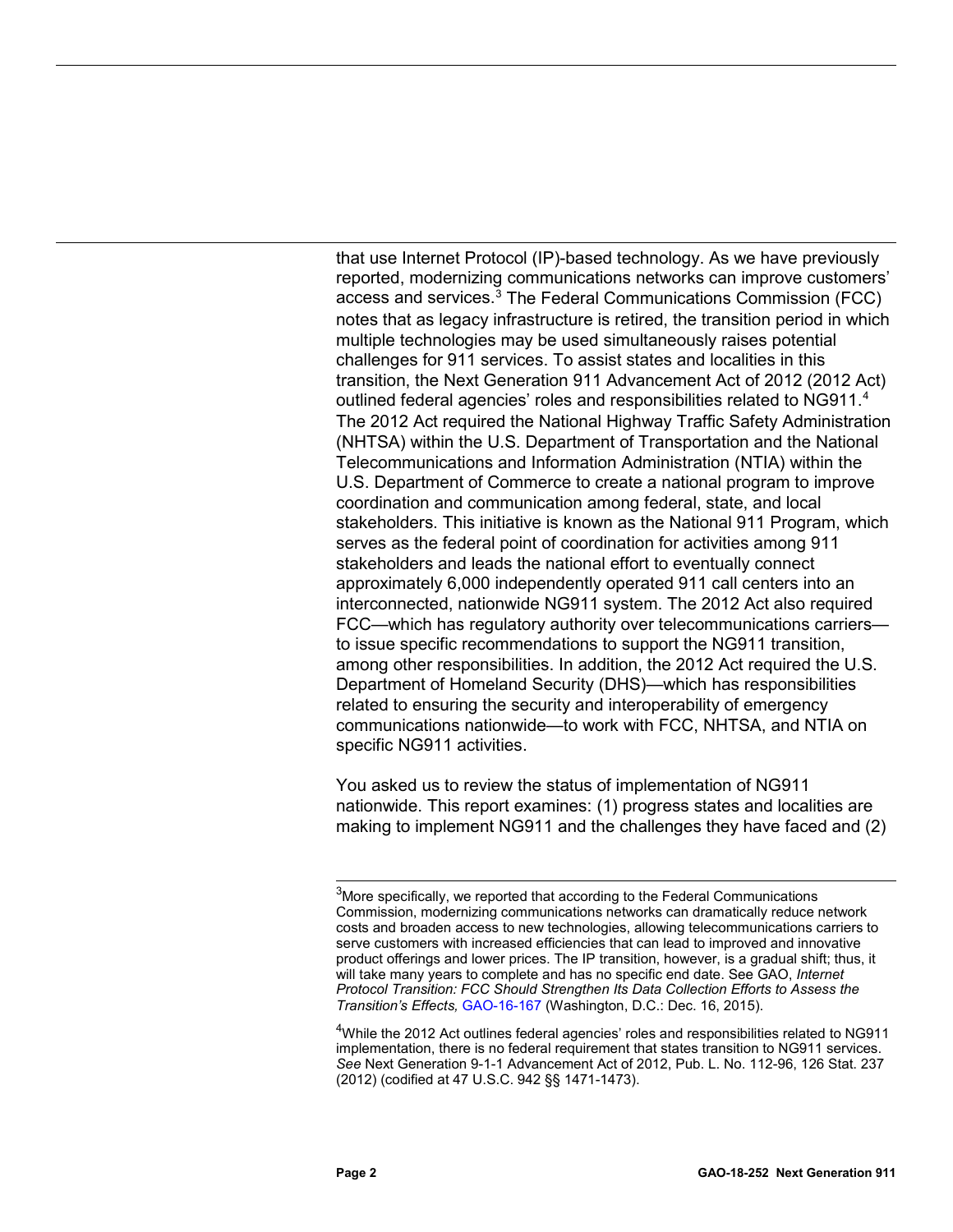that use Internet Protocol (IP)-based technology. As we have previously reported, modernizing communications networks can improve customers' access and services.[3] The Federal Communications Commission (FCC) notes that as legacy infrastructure is retired, the transition period in which multiple technologies may be used simultaneously raises potential challenges for 911 services. To assist states and localities in this transition, the Next Generation 911 Advancement Act of 2012 (2012 Act) outlined federal agencies' roles and responsibilities related to NG911.[4] The 2012 Act required the National Highway Traffic Safety Administration (NHTSA) within the U.S. Department of Transportation and the National Telecommunications and Information Administration (NTIA) within the U.S. Department of Commerce to create a national program to improve coordination and communication among federal, state, and local stakeholders. This initiative is known as the National 911 Program, which serves as the federal point of coordination for activities among 911 stakeholders and leads the national effort to eventually connect approximately 6,000 independently operated 911 call centers into an interconnected, nationwide NG911 system. The 2012 Act also required FCC—which has regulatory authority over telecommunications carriers—to issue specific recommendations to support the NG911 transition, among other responsibilities. In addition, the 2012 Act required the U.S. Department of Homeland Security (DHS)—which has responsibilities related to ensuring the security and interoperability of emergency communications nationwide—to work with FCC, NHTSA, and NTIA on specific NG911 activities.

You asked us to review the status of implementation of NG911 nationwide. This report examines: (1) progress states and localities are making to implement NG911 and the challenges they have faced and (2)

[3] More specifically, we reported that according to the Federal Communications Commission, modernizing communications networks can dramatically reduce network costs and broaden access to new technologies, allowing telecommunications carriers to serve customers with increased efficiencies that can lead to improved and innovative product offerings and lower prices. The IP transition, however, is a gradual shift; thus, it will take many years to complete and has no specific end date. See GAO, *Internet Protocol Transition: FCC Should Strengthen Its Data Collection Efforts to Assess the Transition's Effects,* GAO-16-167 (Washington, D.C.: Dec. 16, 2015).

[4] While the 2012 Act outlines federal agencies' roles and responsibilities related to NG911 implementation, there is no federal requirement that states transition to NG911 services. *See* Next Generation 9-1-1 Advancement Act of 2012, Pub. L. No. 112-96, 126 Stat. 237 (2012) (codified at 47 U.S.C. 942 §§ 1471-1473).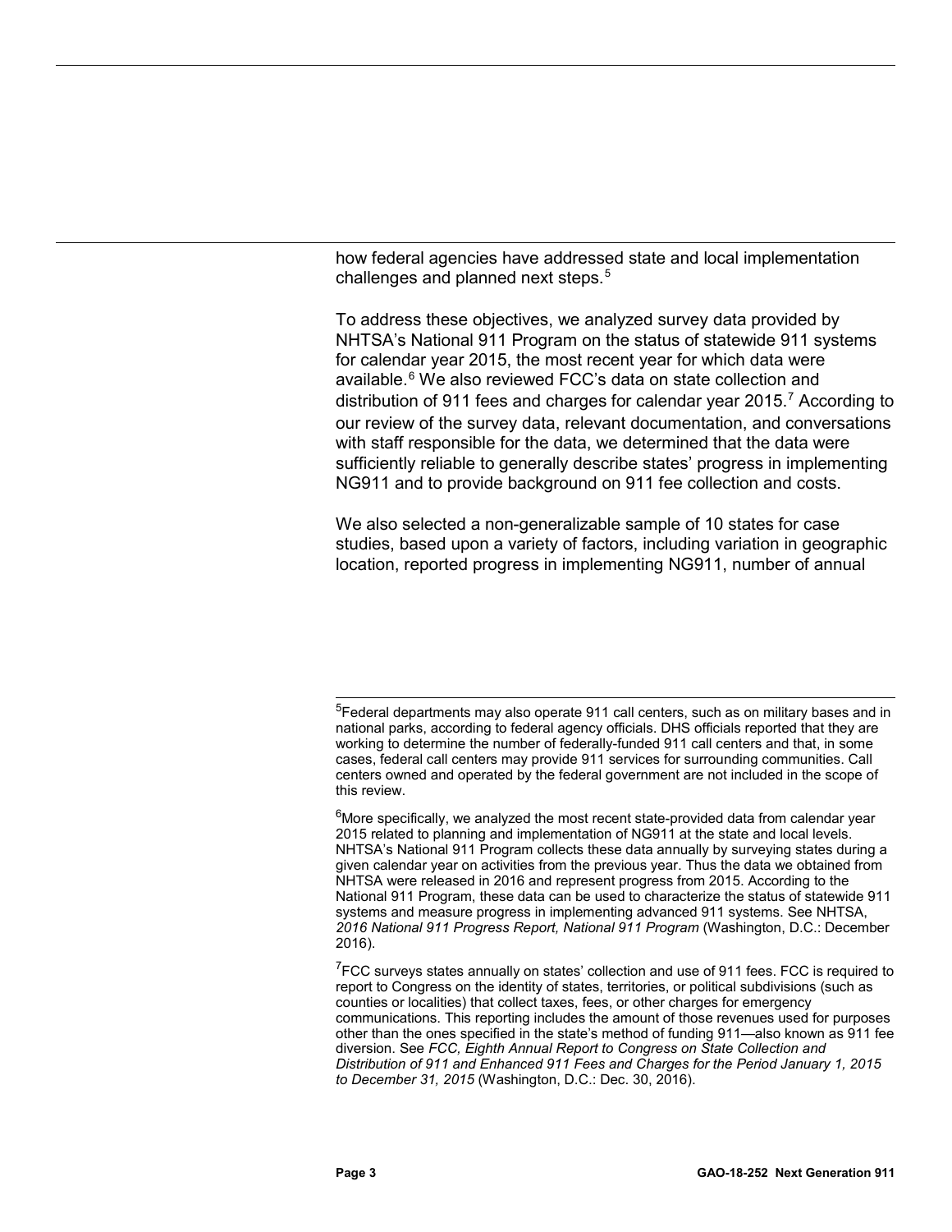how federal agencies have addressed state and local implementation challenges and planned next steps.[5]

To address these objectives, we analyzed survey data provided by NHTSA's National 911 Program on the status of statewide 911 systems for calendar year 2015, the most recent year for which data were available.[6] We also reviewed FCC's data on state collection and distribution of 911 fees and charges for calendar year 2015.[7] According to our review of the survey data, relevant documentation, and conversations with staff responsible for the data, we determined that the data were sufficiently reliable to generally describe states' progress in implementing NG911 and to provide background on 911 fee collection and costs.

We also selected a non-generalizable sample of 10 states for case studies, based upon a variety of factors, including variation in geographic location, reported progress in implementing NG911, number of annual

---

[5]Federal departments may also operate 911 call centers, such as on military bases and in national parks, according to federal agency officials. DHS officials reported that they are working to determine the number of federally-funded 911 call centers and that, in some cases, federal call centers may provide 911 services for surrounding communities. Call centers owned and operated by the federal government are not included in the scope of this review.

[6]More specifically, we analyzed the most recent state-provided data from calendar year 2015 related to planning and implementation of NG911 at the state and local levels. NHTSA's National 911 Program collects these data annually by surveying states during a given calendar year on activities from the previous year. Thus the data we obtained from NHTSA were released in 2016 and represent progress from 2015. According to the National 911 Program, these data can be used to characterize the status of statewide 911 systems and measure progress in implementing advanced 911 systems. See NHTSA, *2016 National 911 Progress Report, National 911 Program* (Washington, D.C.: December 2016).

[7]FCC surveys states annually on states' collection and use of 911 fees. FCC is required to report to Congress on the identity of states, territories, or political subdivisions (such as counties or localities) that collect taxes, fees, or other charges for emergency communications. This reporting includes the amount of those revenues used for purposes other than the ones specified in the state's method of funding 911—also known as 911 fee diversion. See *FCC, Eighth Annual Report to Congress on State Collection and Distribution of 911 and Enhanced 911 Fees and Charges for the Period January 1, 2015 to December 31, 2015* (Washington, D.C.: Dec. 30, 2016).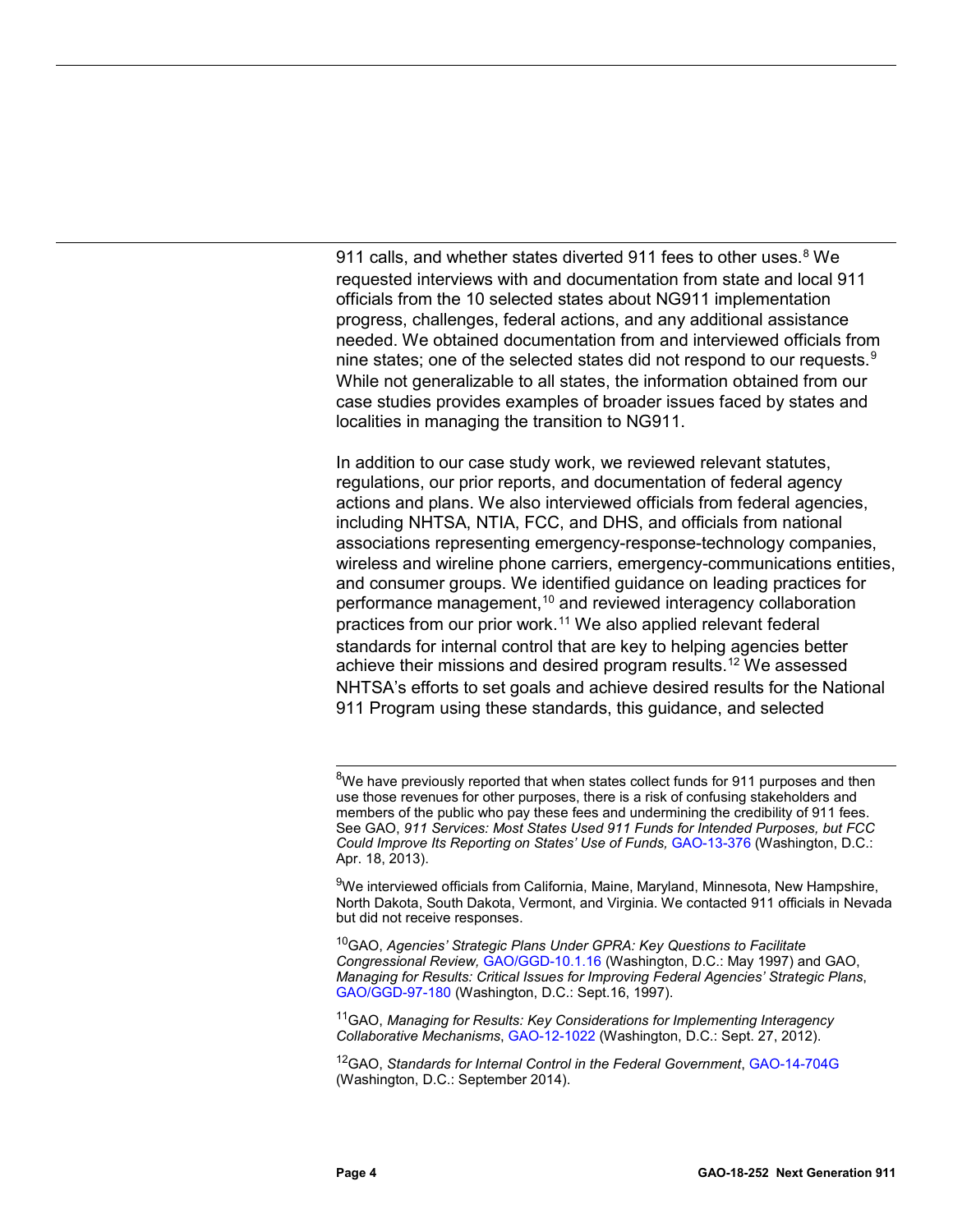911 calls, and whether states diverted 911 fees to other uses.[8] We requested interviews with and documentation from state and local 911 officials from the 10 selected states about NG911 implementation progress, challenges, federal actions, and any additional assistance needed. We obtained documentation from and interviewed officials from nine states; one of the selected states did not respond to our requests.[9] While not generalizable to all states, the information obtained from our case studies provides examples of broader issues faced by states and localities in managing the transition to NG911.

In addition to our case study work, we reviewed relevant statutes, regulations, our prior reports, and documentation of federal agency actions and plans. We also interviewed officials from federal agencies, including NHTSA, NTIA, FCC, and DHS, and officials from national associations representing emergency-response-technology companies, wireless and wireline phone carriers, emergency-communications entities, and consumer groups. We identified guidance on leading practices for performance management,[10] and reviewed interagency collaboration practices from our prior work.[11] We also applied relevant federal standards for internal control that are key to helping agencies better achieve their missions and desired program results.[12] We assessed NHTSA's efforts to set goals and achieve desired results for the National 911 Program using these standards, this guidance, and selected

---

[8]We have previously reported that when states collect funds for 911 purposes and then use those revenues for other purposes, there is a risk of confusing stakeholders and members of the public who pay these fees and undermining the credibility of 911 fees. See GAO, *911 Services: Most States Used 911 Funds for Intended Purposes, but FCC Could Improve Its Reporting on States' Use of Funds,* GAO-13-376 (Washington, D.C.: Apr. 18, 2013).

[9]We interviewed officials from California, Maine, Maryland, Minnesota, New Hampshire, North Dakota, South Dakota, Vermont, and Virginia. We contacted 911 officials in Nevada but did not receive responses.

[10]GAO, *Agencies' Strategic Plans Under GPRA: Key Questions to Facilitate Congressional Review,* GAO/GGD-10.1.16 (Washington, D.C.: May 1997) and GAO, *Managing for Results: Critical Issues for Improving Federal Agencies' Strategic Plans*, GAO/GGD-97-180 (Washington, D.C.: Sept.16, 1997).

[11]GAO, *Managing for Results: Key Considerations for Implementing Interagency Collaborative Mechanisms*, GAO-12-1022 (Washington, D.C.: Sept. 27, 2012).

[12]GAO, *Standards for Internal Control in the Federal Government*, GAO-14-704G (Washington, D.C.: September 2014).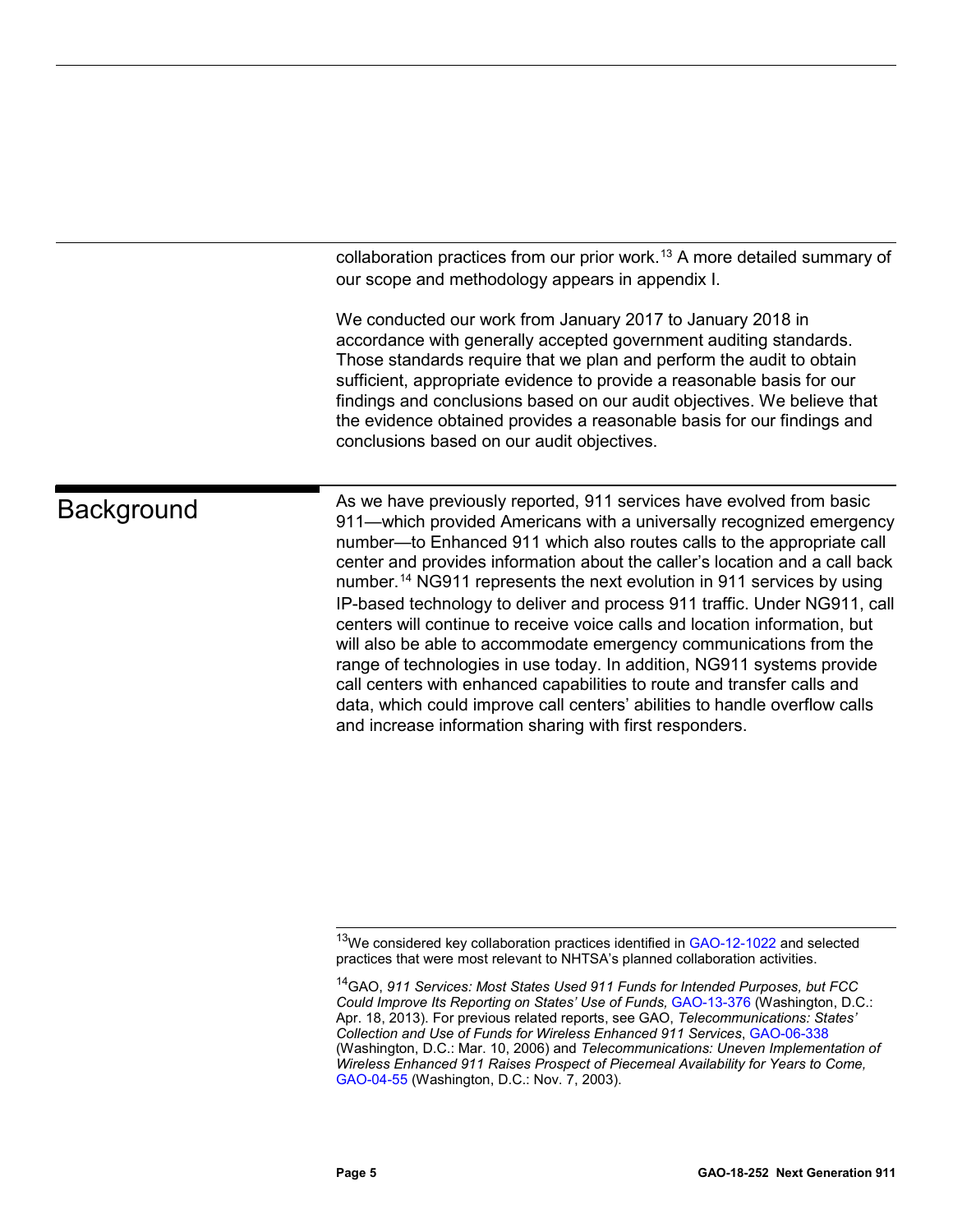collaboration practices from our prior work.[13] A more detailed summary of our scope and methodology appears in appendix I.

We conducted our work from January 2017 to January 2018 in accordance with generally accepted government auditing standards. Those standards require that we plan and perform the audit to obtain sufficient, appropriate evidence to provide a reasonable basis for our findings and conclusions based on our audit objectives. We believe that the evidence obtained provides a reasonable basis for our findings and conclusions based on our audit objectives.

## Background

As we have previously reported, 911 services have evolved from basic 911—which provided Americans with a universally recognized emergency number—to Enhanced 911 which also routes calls to the appropriate call center and provides information about the caller's location and a call back number.[14] NG911 represents the next evolution in 911 services by using IP-based technology to deliver and process 911 traffic. Under NG911, call centers will continue to receive voice calls and location information, but will also be able to accommodate emergency communications from the range of technologies in use today. In addition, NG911 systems provide call centers with enhanced capabilities to route and transfer calls and data, which could improve call centers' abilities to handle overflow calls and increase information sharing with first responders.

---

[13] We considered key collaboration practices identified in GAO-12-1022 and selected practices that were most relevant to NHTSA's planned collaboration activities.

[14] GAO, *911 Services: Most States Used 911 Funds for Intended Purposes, but FCC Could Improve Its Reporting on States' Use of Funds,* GAO-13-376 (Washington, D.C.: Apr. 18, 2013). For previous related reports, see GAO, *Telecommunications: States' Collection and Use of Funds for Wireless Enhanced 911 Services*, GAO-06-338 (Washington, D.C.: Mar. 10, 2006) and *Telecommunications: Uneven Implementation of Wireless Enhanced 911 Raises Prospect of Piecemeal Availability for Years to Come,* GAO-04-55 (Washington, D.C.: Nov. 7, 2003).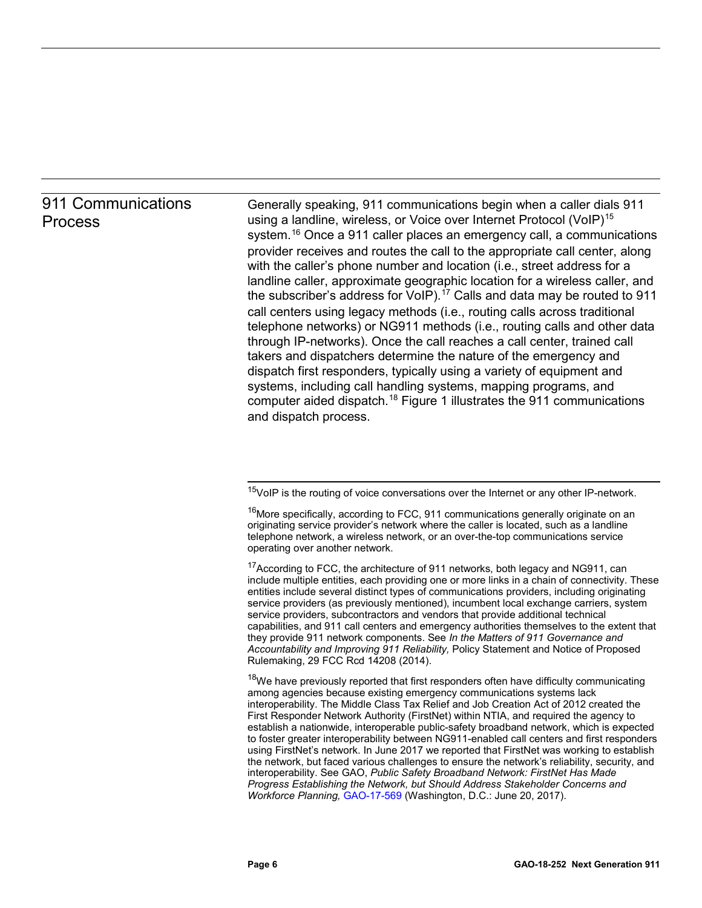## 911 Communications Process

Generally speaking, 911 communications begin when a caller dials 911 using a landline, wireless, or Voice over Internet Protocol (VoIP)[15] system.[16] Once a 911 caller places an emergency call, a communications provider receives and routes the call to the appropriate call center, along with the caller's phone number and location (i.e., street address for a landline caller, approximate geographic location for a wireless caller, and the subscriber's address for VoIP).[17] Calls and data may be routed to 911 call centers using legacy methods (i.e., routing calls across traditional telephone networks) or NG911 methods (i.e., routing calls and other data through IP-networks). Once the call reaches a call center, trained call takers and dispatchers determine the nature of the emergency and dispatch first responders, typically using a variety of equipment and systems, including call handling systems, mapping programs, and computer aided dispatch.[18] Figure 1 illustrates the 911 communications and dispatch process.

---

[15] VoIP is the routing of voice conversations over the Internet or any other IP-network.

[16] More specifically, according to FCC, 911 communications generally originate on an originating service provider's network where the caller is located, such as a landline telephone network, a wireless network, or an over-the-top communications service operating over another network.

[17] According to FCC, the architecture of 911 networks, both legacy and NG911, can include multiple entities, each providing one or more links in a chain of connectivity. These entities include several distinct types of communications providers, including originating service providers (as previously mentioned), incumbent local exchange carriers, system service providers, subcontractors and vendors that provide additional technical capabilities, and 911 call centers and emergency authorities themselves to the extent that they provide 911 network components. See *In the Matters of 911 Governance and Accountability and Improving 911 Reliability,* Policy Statement and Notice of Proposed Rulemaking, 29 FCC Rcd 14208 (2014).

[18] We have previously reported that first responders often have difficulty communicating among agencies because existing emergency communications systems lack interoperability. The Middle Class Tax Relief and Job Creation Act of 2012 created the First Responder Network Authority (FirstNet) within NTIA, and required the agency to establish a nationwide, interoperable public-safety broadband network, which is expected to foster greater interoperability between NG911-enabled call centers and first responders using FirstNet's network. In June 2017 we reported that FirstNet was working to establish the network, but faced various challenges to ensure the network's reliability, security, and interoperability. See GAO, *Public Safety Broadband Network: FirstNet Has Made Progress Establishing the Network, but Should Address Stakeholder Concerns and Workforce Planning,* GAO-17-569 (Washington, D.C.: June 20, 2017).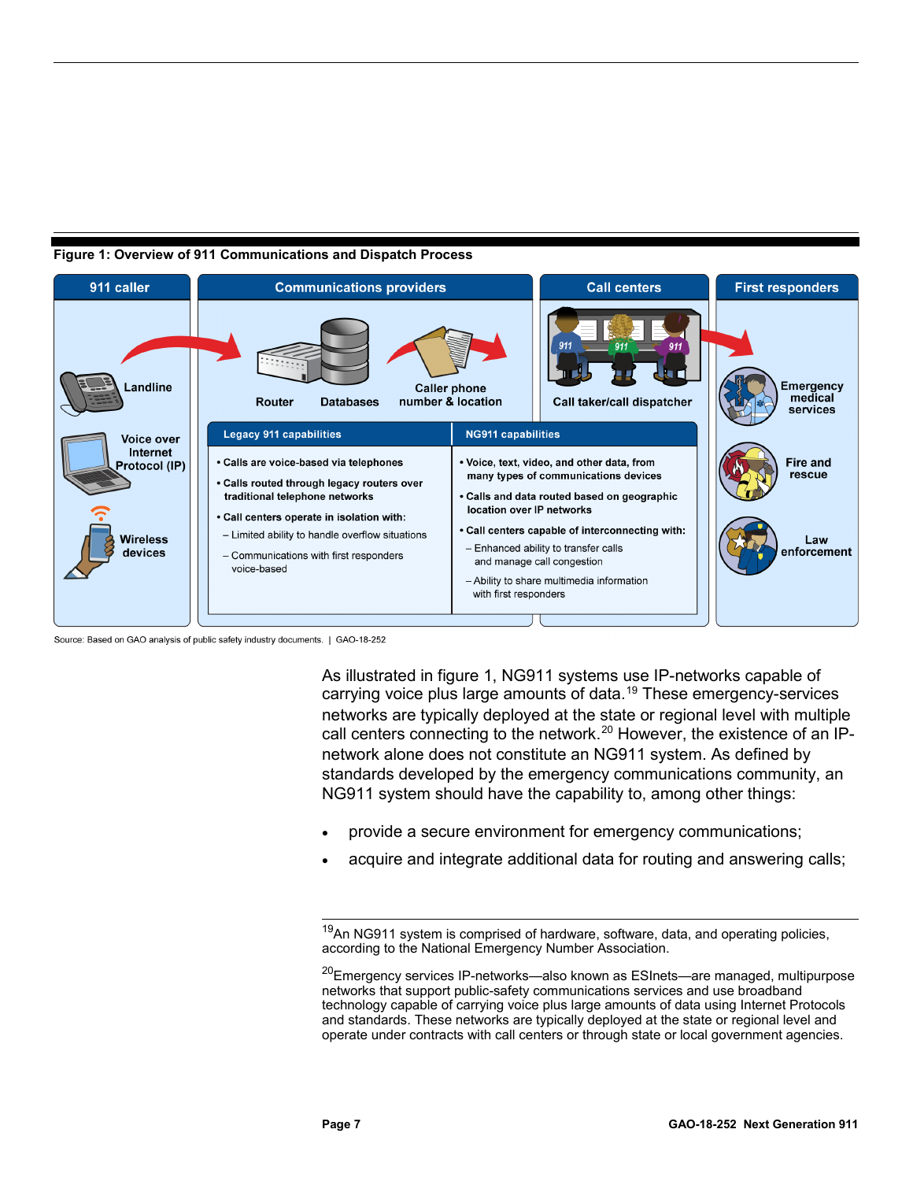**Figure 1: Overview of 911 Communications and Dispatch Process**

911 caller: Landline; Voice over Internet Protocol (IP); Wireless devices

Communications providers: Router; Databases; Caller phone number & location

Call centers: Call taker/call dispatcher

First responders: Emergency medical services; Fire and rescue; Law enforcement

| Legacy 911 capabilities | NG911 capabilities |
| --- | --- |
| • Calls are voice-based via telephones<br>• Calls routed through legacy routers over traditional telephone networks<br>• Call centers operate in isolation with:<br>– Limited ability to handle overflow situations<br>– Communications with first responders voice-based | • Voice, text, video, and other data, from many types of communications devices<br>• Calls and data routed based on geographic location over IP networks<br>• Call centers capable of interconnecting with:<br>– Enhanced ability to transfer calls and manage call congestion<br>– Ability to share multimedia information with first responders |

Source: Based on GAO analysis of public safety industry documents. | GAO-18-252

As illustrated in figure 1, NG911 systems use IP-networks capable of carrying voice plus large amounts of data.[19] These emergency-services networks are typically deployed at the state or regional level with multiple call centers connecting to the network.[20] However, the existence of an IP-network alone does not constitute an NG911 system. As defined by standards developed by the emergency communications community, an NG911 system should have the capability to, among other things:

- provide a secure environment for emergency communications;
- acquire and integrate additional data for routing and answering calls;

[19] An NG911 system is comprised of hardware, software, data, and operating policies, according to the National Emergency Number Association.

[20] Emergency services IP-networks—also known as ESInets—are managed, multipurpose networks that support public-safety communications services and use broadband technology capable of carrying voice plus large amounts of data using Internet Protocols and standards. These networks are typically deployed at the state or regional level and operate under contracts with call centers or through state or local government agencies.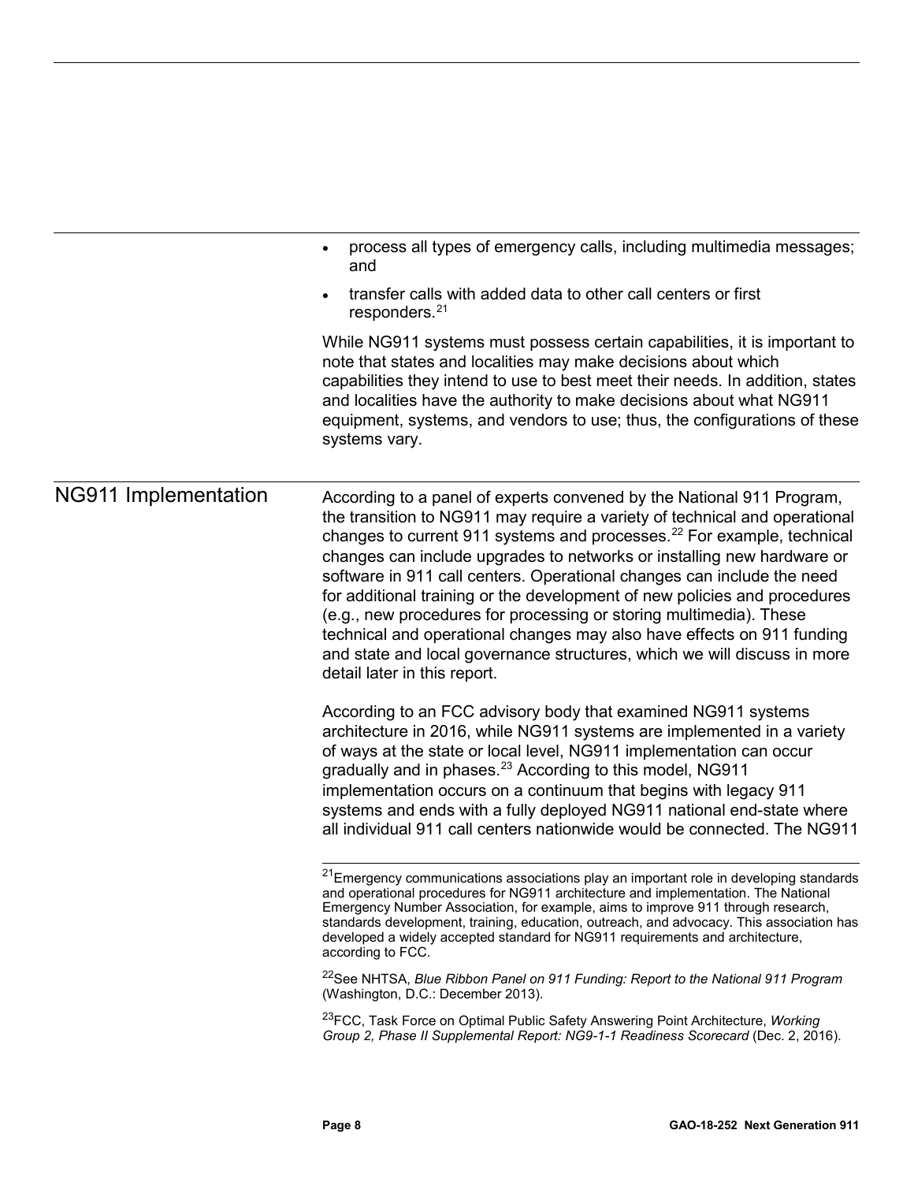- process all types of emergency calls, including multimedia messages; and
- transfer calls with added data to other call centers or first responders.[21]

While NG911 systems must possess certain capabilities, it is important to note that states and localities may make decisions about which capabilities they intend to use to best meet their needs. In addition, states and localities have the authority to make decisions about what NG911 equipment, systems, and vendors to use; thus, the configurations of these systems vary.

## NG911 Implementation

According to a panel of experts convened by the National 911 Program, the transition to NG911 may require a variety of technical and operational changes to current 911 systems and processes.[22] For example, technical changes can include upgrades to networks or installing new hardware or software in 911 call centers. Operational changes can include the need for additional training or the development of new policies and procedures (e.g., new procedures for processing or storing multimedia). These technical and operational changes may also have effects on 911 funding and state and local governance structures, which we will discuss in more detail later in this report.

According to an FCC advisory body that examined NG911 systems architecture in 2016, while NG911 systems are implemented in a variety of ways at the state or local level, NG911 implementation can occur gradually and in phases.[23] According to this model, NG911 implementation occurs on a continuum that begins with legacy 911 systems and ends with a fully deployed NG911 national end-state where all individual 911 call centers nationwide would be connected. The NG911

---

[21]Emergency communications associations play an important role in developing standards and operational procedures for NG911 architecture and implementation. The National Emergency Number Association, for example, aims to improve 911 through research, standards development, training, education, outreach, and advocacy. This association has developed a widely accepted standard for NG911 requirements and architecture, according to FCC.

[22]See NHTSA, *Blue Ribbon Panel on 911 Funding: Report to the National 911 Program* (Washington, D.C.: December 2013).

[23]FCC, Task Force on Optimal Public Safety Answering Point Architecture, *Working Group 2, Phase II Supplemental Report: NG9-1-1 Readiness Scorecard* (Dec. 2, 2016).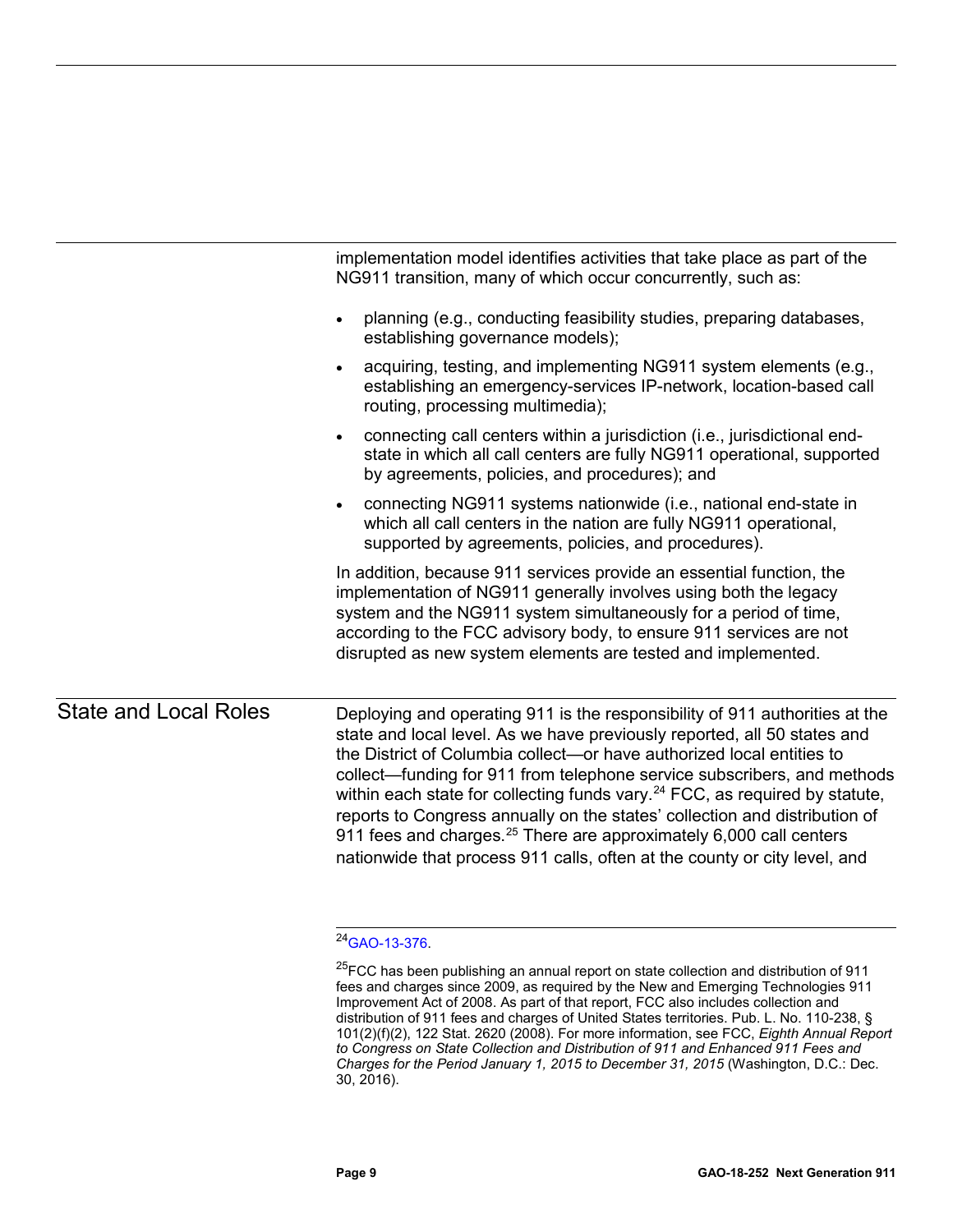implementation model identifies activities that take place as part of the NG911 transition, many of which occur concurrently, such as:

- planning (e.g., conducting feasibility studies, preparing databases, establishing governance models);
- acquiring, testing, and implementing NG911 system elements (e.g., establishing an emergency-services IP-network, location-based call routing, processing multimedia);
- connecting call centers within a jurisdiction (i.e., jurisdictional end-state in which all call centers are fully NG911 operational, supported by agreements, policies, and procedures); and
- connecting NG911 systems nationwide (i.e., national end-state in which all call centers in the nation are fully NG911 operational, supported by agreements, policies, and procedures).

In addition, because 911 services provide an essential function, the implementation of NG911 generally involves using both the legacy system and the NG911 system simultaneously for a period of time, according to the FCC advisory body, to ensure 911 services are not disrupted as new system elements are tested and implemented.

## State and Local Roles

Deploying and operating 911 is the responsibility of 911 authorities at the state and local level. As we have previously reported, all 50 states and the District of Columbia collect—or have authorized local entities to collect—funding for 911 from telephone service subscribers, and methods within each state for collecting funds vary.[24] FCC, as required by statute, reports to Congress annually on the states' collection and distribution of 911 fees and charges.[25] There are approximately 6,000 call centers nationwide that process 911 calls, often at the county or city level, and

[24] GAO-13-376.

[25] FCC has been publishing an annual report on state collection and distribution of 911 fees and charges since 2009, as required by the New and Emerging Technologies 911 Improvement Act of 2008. As part of that report, FCC also includes collection and distribution of 911 fees and charges of United States territories. Pub. L. No. 110-238, § 101(2)(f)(2), 122 Stat. 2620 (2008). For more information, see FCC, *Eighth Annual Report to Congress on State Collection and Distribution of 911 and Enhanced 911 Fees and Charges for the Period January 1, 2015 to December 31, 2015* (Washington, D.C.: Dec. 30, 2016).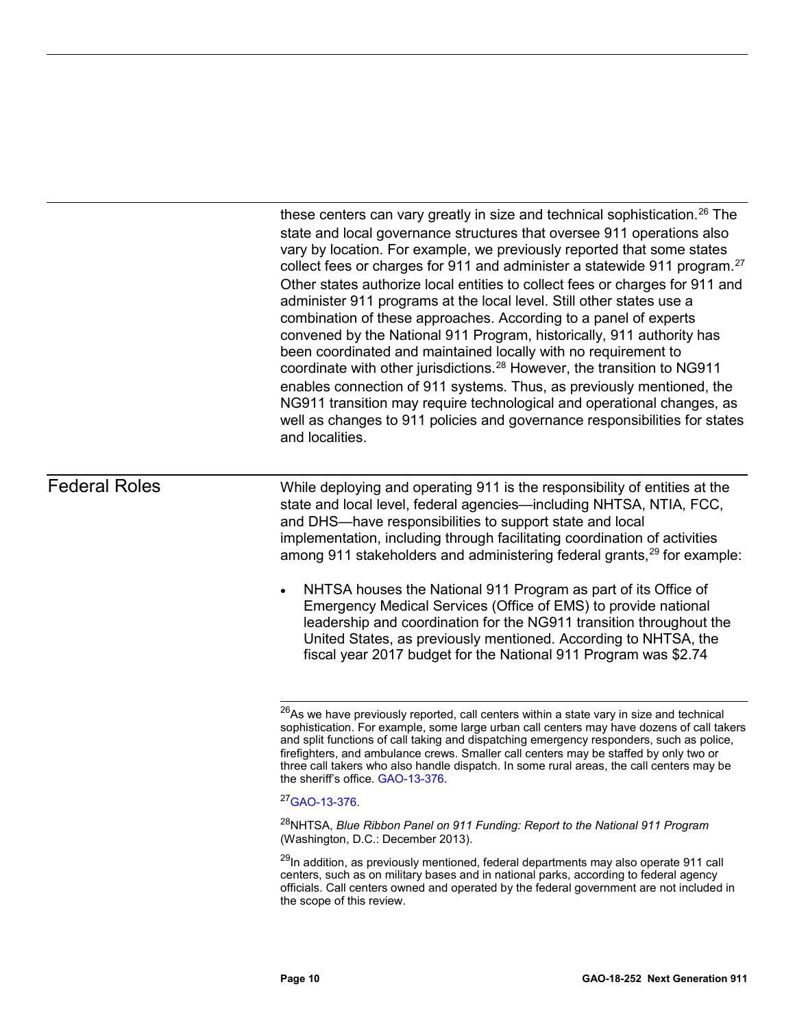these centers can vary greatly in size and technical sophistication.[26] The state and local governance structures that oversee 911 operations also vary by location. For example, we previously reported that some states collect fees or charges for 911 and administer a statewide 911 program.[27] Other states authorize local entities to collect fees or charges for 911 and administer 911 programs at the local level. Still other states use a combination of these approaches. According to a panel of experts convened by the National 911 Program, historically, 911 authority has been coordinated and maintained locally with no requirement to coordinate with other jurisdictions.[28] However, the transition to NG911 enables connection of 911 systems. Thus, as previously mentioned, the NG911 transition may require technological and operational changes, as well as changes to 911 policies and governance responsibilities for states and localities.

## Federal Roles

While deploying and operating 911 is the responsibility of entities at the state and local level, federal agencies—including NHTSA, NTIA, FCC, and DHS—have responsibilities to support state and local implementation, including through facilitating coordination of activities among 911 stakeholders and administering federal grants,[29] for example:

- NHTSA houses the National 911 Program as part of its Office of Emergency Medical Services (Office of EMS) to provide national leadership and coordination for the NG911 transition throughout the United States, as previously mentioned. According to NHTSA, the fiscal year 2017 budget for the National 911 Program was $2.74

---

[26]As we have previously reported, call centers within a state vary in size and technical sophistication. For example, some large urban call centers may have dozens of call takers and split functions of call taking and dispatching emergency responders, such as police, firefighters, and ambulance crews. Smaller call centers may be staffed by only two or three call takers who also handle dispatch. In some rural areas, the call centers may be the sheriff's office. GAO-13-376.

[27]GAO-13-376.

[28]NHTSA, *Blue Ribbon Panel on 911 Funding: Report to the National 911 Program* (Washington, D.C.: December 2013).

[29]In addition, as previously mentioned, federal departments may also operate 911 call centers, such as on military bases and in national parks, according to federal agency officials. Call centers owned and operated by the federal government are not included in the scope of this review.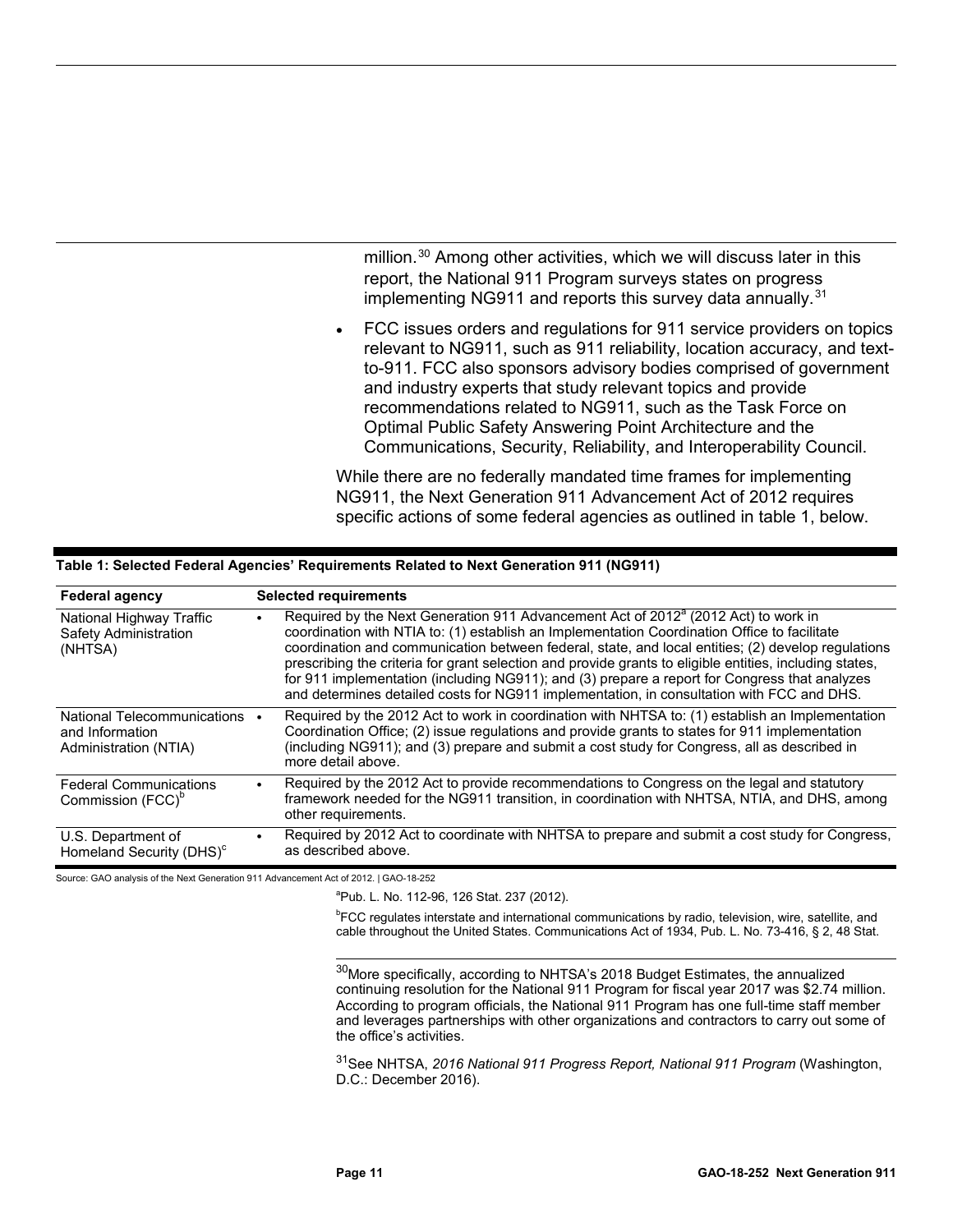million.[30] Among other activities, which we will discuss later in this report, the National 911 Program surveys states on progress implementing NG911 and reports this survey data annually.[31]

- FCC issues orders and regulations for 911 service providers on topics relevant to NG911, such as 911 reliability, location accuracy, and text-to-911. FCC also sponsors advisory bodies comprised of government and industry experts that study relevant topics and provide recommendations related to NG911, such as the Task Force on Optimal Public Safety Answering Point Architecture and the Communications, Security, Reliability, and Interoperability Council.

While there are no federally mandated time frames for implementing NG911, the Next Generation 911 Advancement Act of 2012 requires specific actions of some federal agencies as outlined in table 1, below.

**Table 1: Selected Federal Agencies' Requirements Related to Next Generation 911 (NG911)**

| Federal agency | Selected requirements |
|---|---|
| National Highway Traffic Safety Administration (NHTSA) | • Required by the Next Generation 911 Advancement Act of 2012[a] (2012 Act) to work in coordination with NTIA to: (1) establish an Implementation Coordination Office to facilitate coordination and communication between federal, state, and local entities; (2) develop regulations prescribing the criteria for grant selection and provide grants to eligible entities, including states, for 911 implementation (including NG911); and (3) prepare a report for Congress that analyzes and determines detailed costs for NG911 implementation, in consultation with FCC and DHS. |
| National Telecommunications and Information Administration (NTIA) | • Required by the 2012 Act to work in coordination with NHTSA to: (1) establish an Implementation Coordination Office; (2) issue regulations and provide grants to states for 911 implementation (including NG911); and (3) prepare and submit a cost study for Congress, all as described in more detail above. |
| Federal Communications Commission (FCC)[b] | • Required by the 2012 Act to provide recommendations to Congress on the legal and statutory framework needed for the NG911 transition, in coordination with NHTSA, NTIA, and DHS, among other requirements. |
| U.S. Department of Homeland Security (DHS)[c] | • Required by 2012 Act to coordinate with NHTSA to prepare and submit a cost study for Congress, as described above. |

Source: GAO analysis of the Next Generation 911 Advancement Act of 2012. | GAO-18-252

[a]Pub. L. No. 112-96, 126 Stat. 237 (2012).

[b]FCC regulates interstate and international communications by radio, television, wire, satellite, and cable throughout the United States. Communications Act of 1934, Pub. L. No. 73-416, § 2, 48 Stat.

[30]More specifically, according to NHTSA's 2018 Budget Estimates, the annualized continuing resolution for the National 911 Program for fiscal year 2017 was $2.74 million. According to program officials, the National 911 Program has one full-time staff member and leverages partnerships with other organizations and contractors to carry out some of the office's activities.

[31]See NHTSA, *2016 National 911 Progress Report, National 911 Program* (Washington, D.C.: December 2016).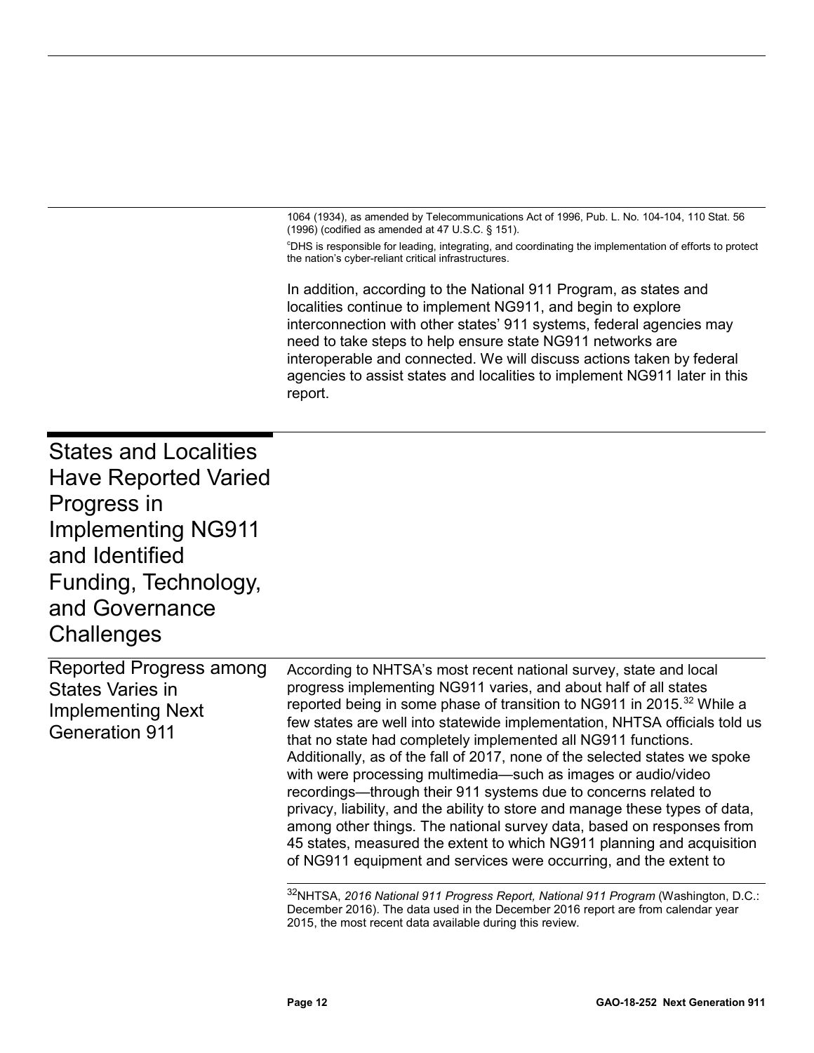1064 (1934), as amended by Telecommunications Act of 1996, Pub. L. No. 104-104, 110 Stat. 56 (1996) (codified as amended at 47 U.S.C. § 151).

[c]DHS is responsible for leading, integrating, and coordinating the implementation of efforts to protect the nation's cyber-reliant critical infrastructures.

In addition, according to the National 911 Program, as states and localities continue to implement NG911, and begin to explore interconnection with other states' 911 systems, federal agencies may need to take steps to help ensure state NG911 networks are interoperable and connected. We will discuss actions taken by federal agencies to assist states and localities to implement NG911 later in this report.

# States and Localities Have Reported Varied Progress in Implementing NG911 and Identified Funding, Technology, and Governance Challenges

## Reported Progress among States Varies in Implementing Next Generation 911

According to NHTSA's most recent national survey, state and local progress implementing NG911 varies, and about half of all states reported being in some phase of transition to NG911 in 2015.[32] While a few states are well into statewide implementation, NHTSA officials told us that no state had completely implemented all NG911 functions. Additionally, as of the fall of 2017, none of the selected states we spoke with were processing multimedia—such as images or audio/video recordings—through their 911 systems due to concerns related to privacy, liability, and the ability to store and manage these types of data, among other things. The national survey data, based on responses from 45 states, measured the extent to which NG911 planning and acquisition of NG911 equipment and services were occurring, and the extent to

[32]NHTSA, *2016 National 911 Progress Report, National 911 Program* (Washington, D.C.: December 2016). The data used in the December 2016 report are from calendar year 2015, the most recent data available during this review.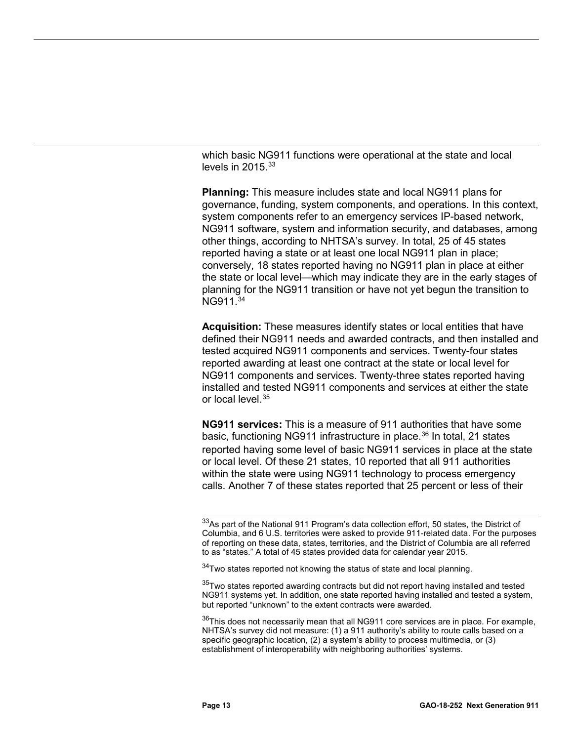which basic NG911 functions were operational at the state and local levels in 2015.[33]

**Planning:** This measure includes state and local NG911 plans for governance, funding, system components, and operations. In this context, system components refer to an emergency services IP-based network, NG911 software, system and information security, and databases, among other things, according to NHTSA's survey. In total, 25 of 45 states reported having a state or at least one local NG911 plan in place; conversely, 18 states reported having no NG911 plan in place at either the state or local level—which may indicate they are in the early stages of planning for the NG911 transition or have not yet begun the transition to NG911.[34]

**Acquisition:** These measures identify states or local entities that have defined their NG911 needs and awarded contracts, and then installed and tested acquired NG911 components and services. Twenty-four states reported awarding at least one contract at the state or local level for NG911 components and services. Twenty-three states reported having installed and tested NG911 components and services at either the state or local level.[35]

**NG911 services:** This is a measure of 911 authorities that have some basic, functioning NG911 infrastructure in place.[36] In total, 21 states reported having some level of basic NG911 services in place at the state or local level. Of these 21 states, 10 reported that all 911 authorities within the state were using NG911 technology to process emergency calls. Another 7 of these states reported that 25 percent or less of their

---

[33]As part of the National 911 Program's data collection effort, 50 states, the District of Columbia, and 6 U.S. territories were asked to provide 911-related data. For the purposes of reporting on these data, states, territories, and the District of Columbia are all referred to as "states." A total of 45 states provided data for calendar year 2015.

[34]Two states reported not knowing the status of state and local planning.

[35]Two states reported awarding contracts but did not report having installed and tested NG911 systems yet. In addition, one state reported having installed and tested a system, but reported "unknown" to the extent contracts were awarded.

[36]This does not necessarily mean that all NG911 core services are in place. For example, NHTSA's survey did not measure: (1) a 911 authority's ability to route calls based on a specific geographic location, (2) a system's ability to process multimedia, or (3) establishment of interoperability with neighboring authorities' systems.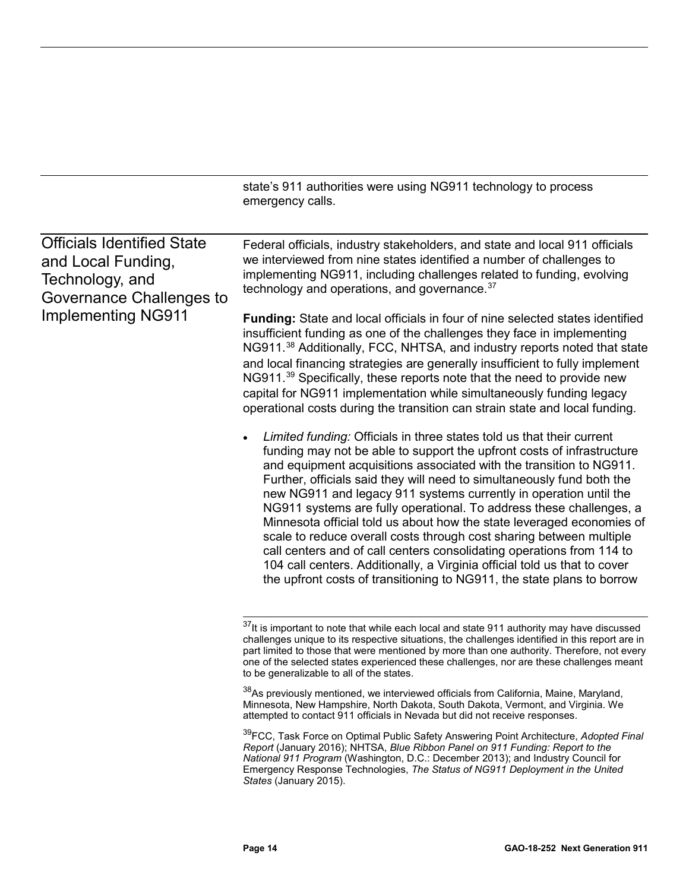state's 911 authorities were using NG911 technology to process emergency calls.

## Officials Identified State and Local Funding, Technology, and Governance Challenges to Implementing NG911

Federal officials, industry stakeholders, and state and local 911 officials we interviewed from nine states identified a number of challenges to implementing NG911, including challenges related to funding, evolving technology and operations, and governance.[37]

**Funding:** State and local officials in four of nine selected states identified insufficient funding as one of the challenges they face in implementing NG911.[38] Additionally, FCC, NHTSA, and industry reports noted that state and local financing strategies are generally insufficient to fully implement NG911.[39] Specifically, these reports note that the need to provide new capital for NG911 implementation while simultaneously funding legacy operational costs during the transition can strain state and local funding.

- *Limited funding:* Officials in three states told us that their current funding may not be able to support the upfront costs of infrastructure and equipment acquisitions associated with the transition to NG911. Further, officials said they will need to simultaneously fund both the new NG911 and legacy 911 systems currently in operation until the NG911 systems are fully operational. To address these challenges, a Minnesota official told us about how the state leveraged economies of scale to reduce overall costs through cost sharing between multiple call centers and of call centers consolidating operations from 114 to 104 call centers. Additionally, a Virginia official told us that to cover the upfront costs of transitioning to NG911, the state plans to borrow

[37] It is important to note that while each local and state 911 authority may have discussed challenges unique to its respective situations, the challenges identified in this report are in part limited to those that were mentioned by more than one authority. Therefore, not every one of the selected states experienced these challenges, nor are these challenges meant to be generalizable to all of the states.

[38] As previously mentioned, we interviewed officials from California, Maine, Maryland, Minnesota, New Hampshire, North Dakota, South Dakota, Vermont, and Virginia. We attempted to contact 911 officials in Nevada but did not receive responses.

[39] FCC, Task Force on Optimal Public Safety Answering Point Architecture, *Adopted Final Report* (January 2016); NHTSA, *Blue Ribbon Panel on 911 Funding: Report to the National 911 Program* (Washington, D.C.: December 2013); and Industry Council for Emergency Response Technologies, *The Status of NG911 Deployment in the United States* (January 2015).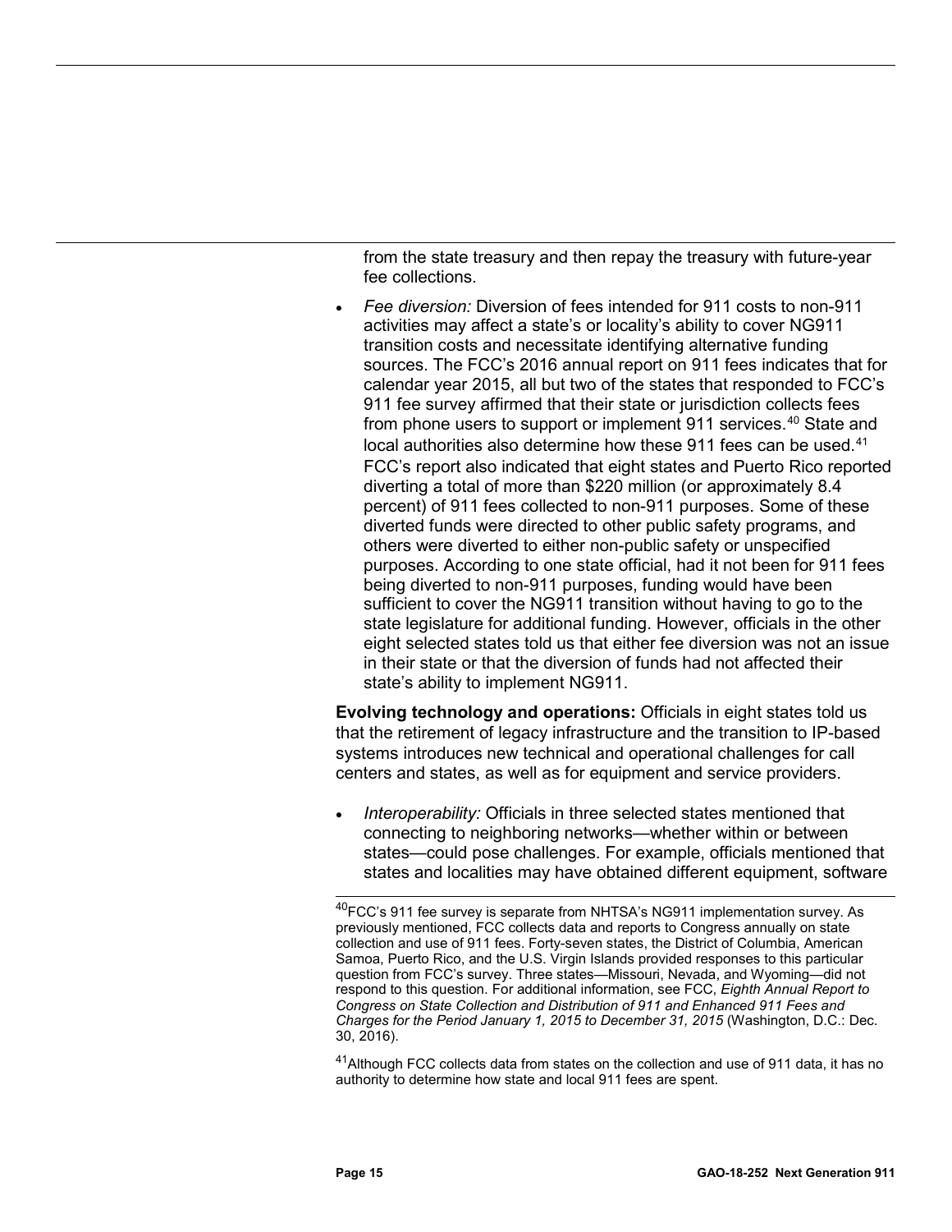from the state treasury and then repay the treasury with future-year fee collections.

- *Fee diversion:* Diversion of fees intended for 911 costs to non-911 activities may affect a state's or locality's ability to cover NG911 transition costs and necessitate identifying alternative funding sources. The FCC's 2016 annual report on 911 fees indicates that for calendar year 2015, all but two of the states that responded to FCC's 911 fee survey affirmed that their state or jurisdiction collects fees from phone users to support or implement 911 services.[40] State and local authorities also determine how these 911 fees can be used.[41] FCC's report also indicated that eight states and Puerto Rico reported diverting a total of more than $220 million (or approximately 8.4 percent) of 911 fees collected to non-911 purposes. Some of these diverted funds were directed to other public safety programs, and others were diverted to either non-public safety or unspecified purposes. According to one state official, had it not been for 911 fees being diverted to non-911 purposes, funding would have been sufficient to cover the NG911 transition without having to go to the state legislature for additional funding. However, officials in the other eight selected states told us that either fee diversion was not an issue in their state or that the diversion of funds had not affected their state's ability to implement NG911.

**Evolving technology and operations:** Officials in eight states told us that the retirement of legacy infrastructure and the transition to IP-based systems introduces new technical and operational challenges for call centers and states, as well as for equipment and service providers.

- *Interoperability:* Officials in three selected states mentioned that connecting to neighboring networks—whether within or between states—could pose challenges. For example, officials mentioned that states and localities may have obtained different equipment, software

---

[40] FCC's 911 fee survey is separate from NHTSA's NG911 implementation survey. As previously mentioned, FCC collects data and reports to Congress annually on state collection and use of 911 fees. Forty-seven states, the District of Columbia, American Samoa, Puerto Rico, and the U.S. Virgin Islands provided responses to this particular question from FCC's survey. Three states—Missouri, Nevada, and Wyoming—did not respond to this question. For additional information, see FCC, *Eighth Annual Report to Congress on State Collection and Distribution of 911 and Enhanced 911 Fees and Charges for the Period January 1, 2015 to December 31, 2015* (Washington, D.C.: Dec. 30, 2016).

[41] Although FCC collects data from states on the collection and use of 911 data, it has no authority to determine how state and local 911 fees are spent.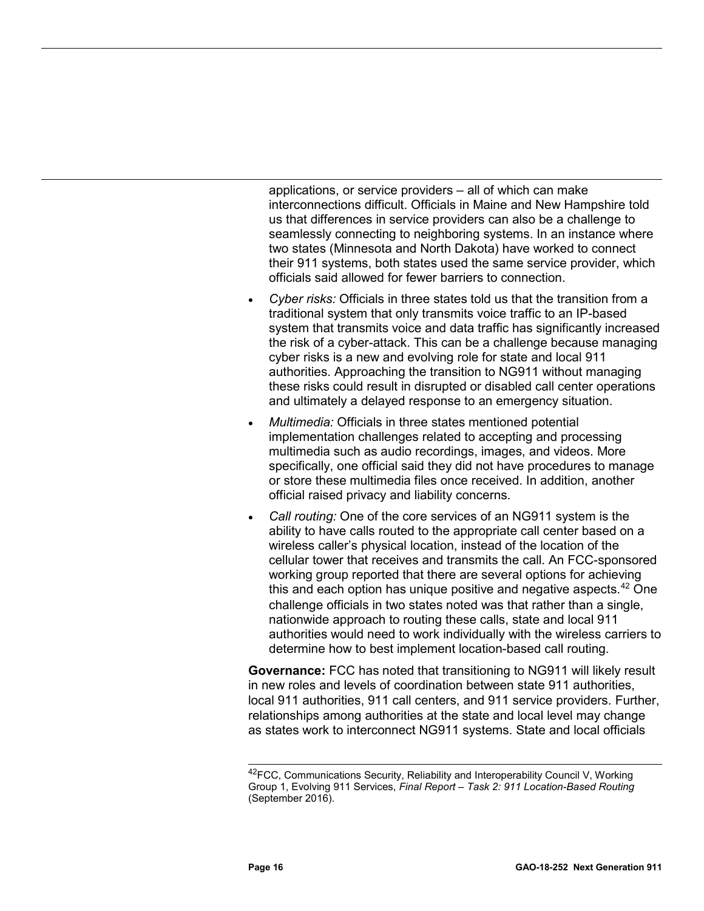applications, or service providers – all of which can make interconnections difficult. Officials in Maine and New Hampshire told us that differences in service providers can also be a challenge to seamlessly connecting to neighboring systems. In an instance where two states (Minnesota and North Dakota) have worked to connect their 911 systems, both states used the same service provider, which officials said allowed for fewer barriers to connection.

- *Cyber risks:* Officials in three states told us that the transition from a traditional system that only transmits voice traffic to an IP-based system that transmits voice and data traffic has significantly increased the risk of a cyber-attack. This can be a challenge because managing cyber risks is a new and evolving role for state and local 911 authorities. Approaching the transition to NG911 without managing these risks could result in disrupted or disabled call center operations and ultimately a delayed response to an emergency situation.
- *Multimedia:* Officials in three states mentioned potential implementation challenges related to accepting and processing multimedia such as audio recordings, images, and videos. More specifically, one official said they did not have procedures to manage or store these multimedia files once received. In addition, another official raised privacy and liability concerns.
- *Call routing:* One of the core services of an NG911 system is the ability to have calls routed to the appropriate call center based on a wireless caller's physical location, instead of the location of the cellular tower that receives and transmits the call. An FCC-sponsored working group reported that there are several options for achieving this and each option has unique positive and negative aspects.[42] One challenge officials in two states noted was that rather than a single, nationwide approach to routing these calls, state and local 911 authorities would need to work individually with the wireless carriers to determine how to best implement location-based call routing.

**Governance:** FCC has noted that transitioning to NG911 will likely result in new roles and levels of coordination between state 911 authorities, local 911 authorities, 911 call centers, and 911 service providers. Further, relationships among authorities at the state and local level may change as states work to interconnect NG911 systems. State and local officials

[42] FCC, Communications Security, Reliability and Interoperability Council V, Working Group 1, Evolving 911 Services, *Final Report – Task 2: 911 Location-Based Routing* (September 2016).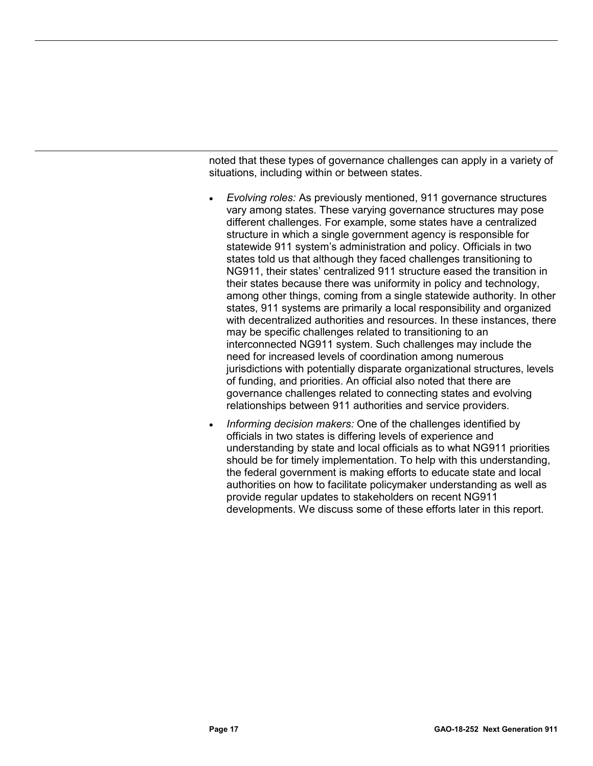noted that these types of governance challenges can apply in a variety of situations, including within or between states.

- *Evolving roles:* As previously mentioned, 911 governance structures vary among states. These varying governance structures may pose different challenges. For example, some states have a centralized structure in which a single government agency is responsible for statewide 911 system's administration and policy. Officials in two states told us that although they faced challenges transitioning to NG911, their states' centralized 911 structure eased the transition in their states because there was uniformity in policy and technology, among other things, coming from a single statewide authority. In other states, 911 systems are primarily a local responsibility and organized with decentralized authorities and resources. In these instances, there may be specific challenges related to transitioning to an interconnected NG911 system. Such challenges may include the need for increased levels of coordination among numerous jurisdictions with potentially disparate organizational structures, levels of funding, and priorities. An official also noted that there are governance challenges related to connecting states and evolving relationships between 911 authorities and service providers.
- *Informing decision makers:* One of the challenges identified by officials in two states is differing levels of experience and understanding by state and local officials as to what NG911 priorities should be for timely implementation. To help with this understanding, the federal government is making efforts to educate state and local authorities on how to facilitate policymaker understanding as well as provide regular updates to stakeholders on recent NG911 developments. We discuss some of these efforts later in this report.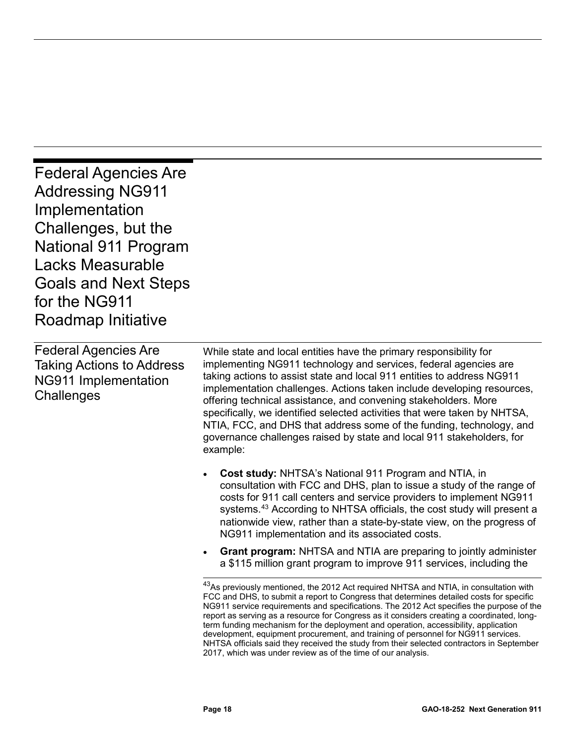## Federal Agencies Are Addressing NG911 Implementation Challenges, but the National 911 Program Lacks Measurable Goals and Next Steps for the NG911 Roadmap Initiative

### Federal Agencies Are Taking Actions to Address NG911 Implementation Challenges

While state and local entities have the primary responsibility for implementing NG911 technology and services, federal agencies are taking actions to assist state and local 911 entities to address NG911 implementation challenges. Actions taken include developing resources, offering technical assistance, and convening stakeholders. More specifically, we identified selected activities that were taken by NHTSA, NTIA, FCC, and DHS that address some of the funding, technology, and governance challenges raised by state and local 911 stakeholders, for example:

- **Cost study:** NHTSA's National 911 Program and NTIA, in consultation with FCC and DHS, plan to issue a study of the range of costs for 911 call centers and service providers to implement NG911 systems.[43] According to NHTSA officials, the cost study will present a nationwide view, rather than a state-by-state view, on the progress of NG911 implementation and its associated costs.
- **Grant program:** NHTSA and NTIA are preparing to jointly administer a $115 million grant program to improve 911 services, including the

[43]As previously mentioned, the 2012 Act required NHTSA and NTIA, in consultation with FCC and DHS, to submit a report to Congress that determines detailed costs for specific NG911 service requirements and specifications. The 2012 Act specifies the purpose of the report as serving as a resource for Congress as it considers creating a coordinated, long-term funding mechanism for the deployment and operation, accessibility, application development, equipment procurement, and training of personnel for NG911 services. NHTSA officials said they received the study from their selected contractors in September 2017, which was under review as of the time of our analysis.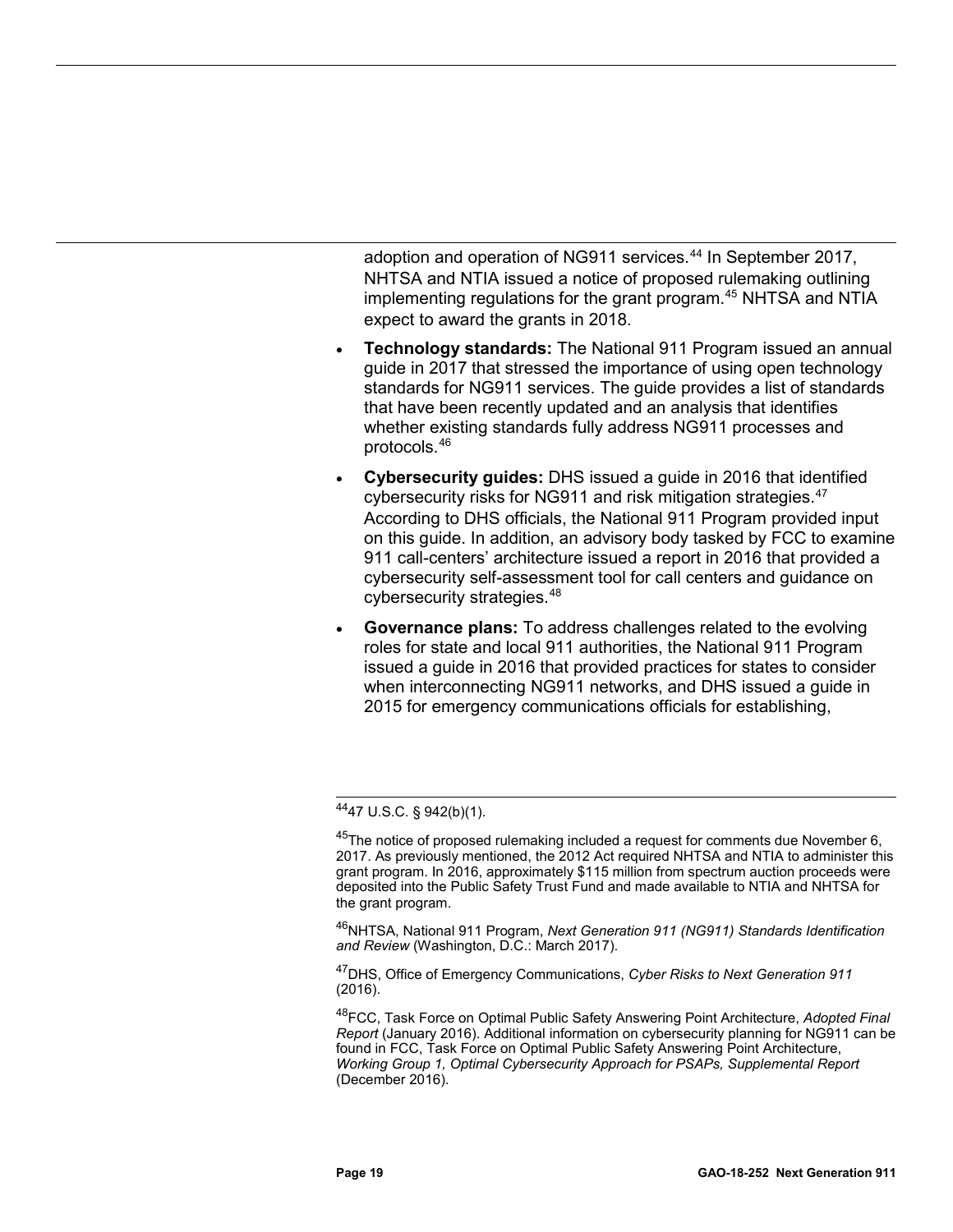adoption and operation of NG911 services.[44] In September 2017, NHTSA and NTIA issued a notice of proposed rulemaking outlining implementing regulations for the grant program.[45] NHTSA and NTIA expect to award the grants in 2018.

- **Technology standards:** The National 911 Program issued an annual guide in 2017 that stressed the importance of using open technology standards for NG911 services. The guide provides a list of standards that have been recently updated and an analysis that identifies whether existing standards fully address NG911 processes and protocols.[46]
- **Cybersecurity guides:** DHS issued a guide in 2016 that identified cybersecurity risks for NG911 and risk mitigation strategies.[47] According to DHS officials, the National 911 Program provided input on this guide. In addition, an advisory body tasked by FCC to examine 911 call-centers' architecture issued a report in 2016 that provided a cybersecurity self-assessment tool for call centers and guidance on cybersecurity strategies.[48]
- **Governance plans:** To address challenges related to the evolving roles for state and local 911 authorities, the National 911 Program issued a guide in 2016 that provided practices for states to consider when interconnecting NG911 networks, and DHS issued a guide in 2015 for emergency communications officials for establishing,

---

[44] 47 U.S.C. § 942(b)(1).

[45] The notice of proposed rulemaking included a request for comments due November 6, 2017. As previously mentioned, the 2012 Act required NHTSA and NTIA to administer this grant program. In 2016, approximately $115 million from spectrum auction proceeds were deposited into the Public Safety Trust Fund and made available to NTIA and NHTSA for the grant program.

[46] NHTSA, National 911 Program, *Next Generation 911 (NG911) Standards Identification and Review* (Washington, D.C.: March 2017).

[47] DHS, Office of Emergency Communications, *Cyber Risks to Next Generation 911* (2016).

[48] FCC, Task Force on Optimal Public Safety Answering Point Architecture, *Adopted Final Report* (January 2016). Additional information on cybersecurity planning for NG911 can be found in FCC, Task Force on Optimal Public Safety Answering Point Architecture, *Working Group 1, Optimal Cybersecurity Approach for PSAPs, Supplemental Report* (December 2016).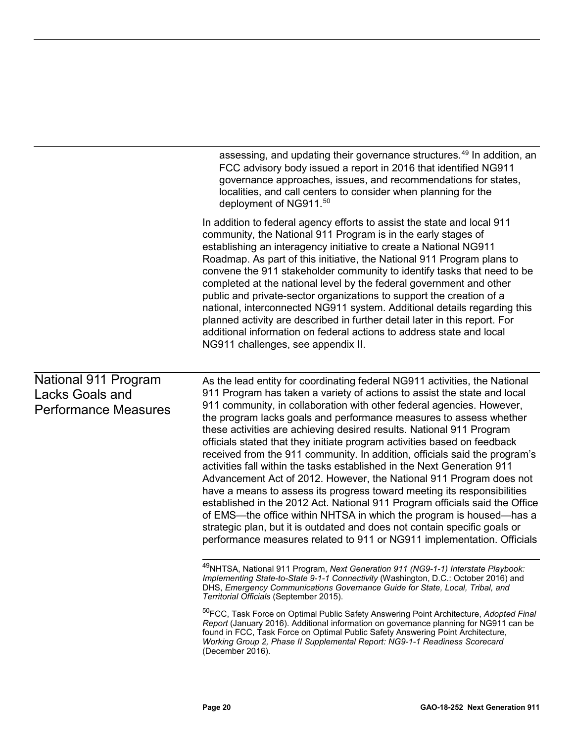assessing, and updating their governance structures.[49] In addition, an FCC advisory body issued a report in 2016 that identified NG911 governance approaches, issues, and recommendations for states, localities, and call centers to consider when planning for the deployment of NG911.[50]

In addition to federal agency efforts to assist the state and local 911 community, the National 911 Program is in the early stages of establishing an interagency initiative to create a National NG911 Roadmap. As part of this initiative, the National 911 Program plans to convene the 911 stakeholder community to identify tasks that need to be completed at the national level by the federal government and other public and private-sector organizations to support the creation of a national, interconnected NG911 system. Additional details regarding this planned activity are described in further detail later in this report. For additional information on federal actions to address state and local NG911 challenges, see appendix II.

## National 911 Program Lacks Goals and Performance Measures

As the lead entity for coordinating federal NG911 activities, the National 911 Program has taken a variety of actions to assist the state and local 911 community, in collaboration with other federal agencies. However, the program lacks goals and performance measures to assess whether these activities are achieving desired results. National 911 Program officials stated that they initiate program activities based on feedback received from the 911 community. In addition, officials said the program's activities fall within the tasks established in the Next Generation 911 Advancement Act of 2012. However, the National 911 Program does not have a means to assess its progress toward meeting its responsibilities established in the 2012 Act. National 911 Program officials said the Office of EMS—the office within NHTSA in which the program is housed—has a strategic plan, but it is outdated and does not contain specific goals or performance measures related to 911 or NG911 implementation. Officials

[49] NHTSA, National 911 Program, *Next Generation 911 (NG9-1-1) Interstate Playbook: Implementing State-to-State 9-1-1 Connectivity* (Washington, D.C.: October 2016) and DHS, *Emergency Communications Governance Guide for State, Local, Tribal, and Territorial Officials* (September 2015).

[50] FCC, Task Force on Optimal Public Safety Answering Point Architecture, *Adopted Final Report* (January 2016). Additional information on governance planning for NG911 can be found in FCC, Task Force on Optimal Public Safety Answering Point Architecture, *Working Group 2, Phase II Supplemental Report: NG9-1-1 Readiness Scorecard* (December 2016).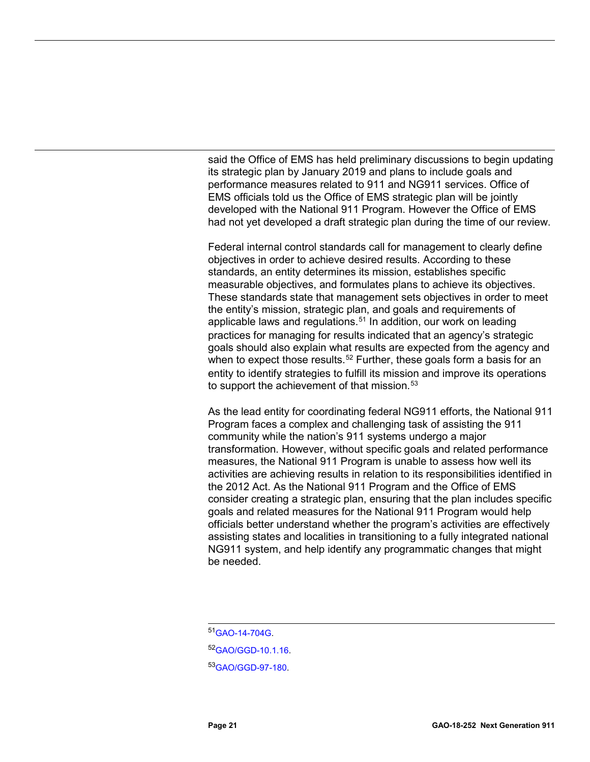said the Office of EMS has held preliminary discussions to begin updating its strategic plan by January 2019 and plans to include goals and performance measures related to 911 and NG911 services. Office of EMS officials told us the Office of EMS strategic plan will be jointly developed with the National 911 Program. However the Office of EMS had not yet developed a draft strategic plan during the time of our review.

Federal internal control standards call for management to clearly define objectives in order to achieve desired results. According to these standards, an entity determines its mission, establishes specific measurable objectives, and formulates plans to achieve its objectives. These standards state that management sets objectives in order to meet the entity's mission, strategic plan, and goals and requirements of applicable laws and regulations.[51] In addition, our work on leading practices for managing for results indicated that an agency's strategic goals should also explain what results are expected from the agency and when to expect those results.[52] Further, these goals form a basis for an entity to identify strategies to fulfill its mission and improve its operations to support the achievement of that mission.[53]

As the lead entity for coordinating federal NG911 efforts, the National 911 Program faces a complex and challenging task of assisting the 911 community while the nation's 911 systems undergo a major transformation. However, without specific goals and related performance measures, the National 911 Program is unable to assess how well its activities are achieving results in relation to its responsibilities identified in the 2012 Act. As the National 911 Program and the Office of EMS consider creating a strategic plan, ensuring that the plan includes specific goals and related measures for the National 911 Program would help officials better understand whether the program's activities are effectively assisting states and localities in transitioning to a fully integrated national NG911 system, and help identify any programmatic changes that might be needed.

[51] GAO-14-704G.

[52] GAO/GGD-10.1.16.

[53] GAO/GGD-97-180.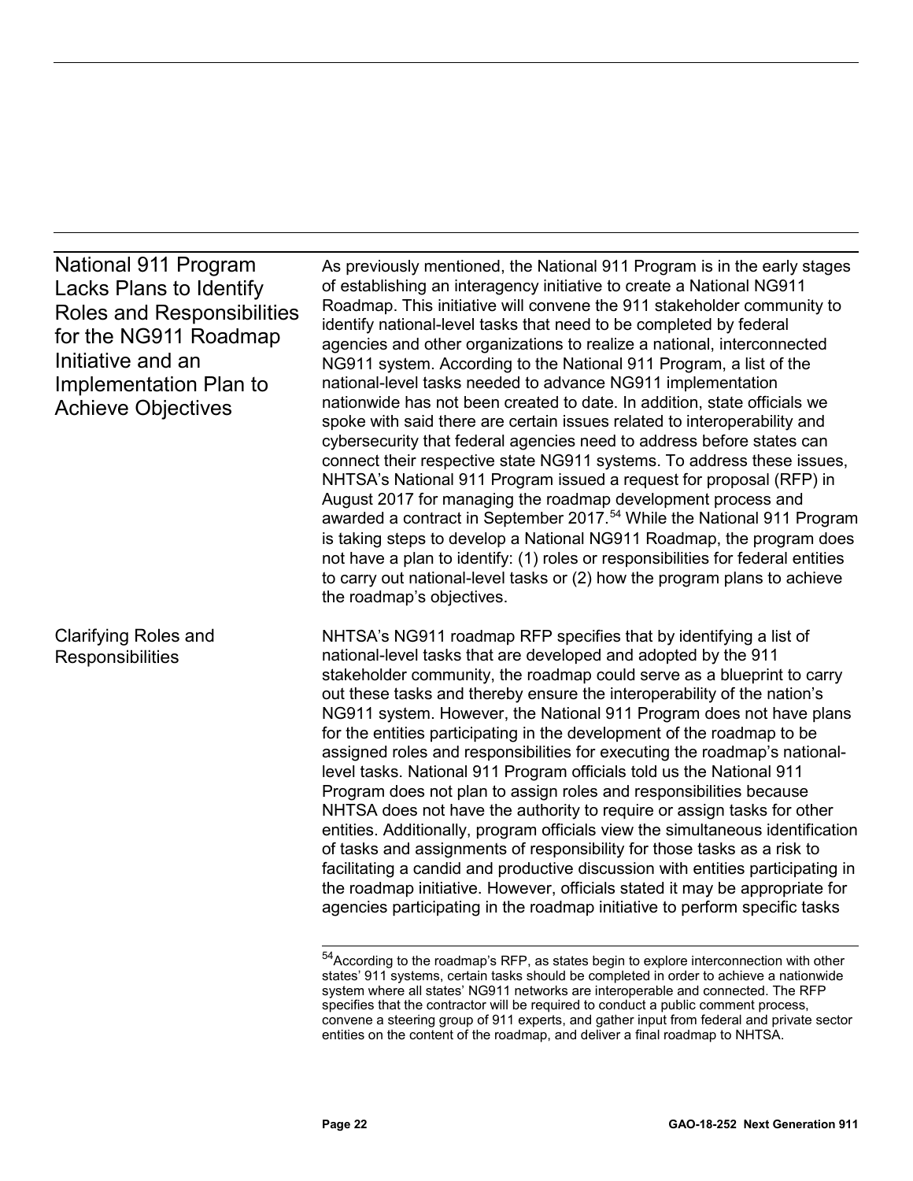## National 911 Program Lacks Plans to Identify Roles and Responsibilities for the NG911 Roadmap Initiative and an Implementation Plan to Achieve Objectives

As previously mentioned, the National 911 Program is in the early stages of establishing an interagency initiative to create a National NG911 Roadmap. This initiative will convene the 911 stakeholder community to identify national-level tasks that need to be completed by federal agencies and other organizations to realize a national, interconnected NG911 system. According to the National 911 Program, a list of the national-level tasks needed to advance NG911 implementation nationwide has not been created to date. In addition, state officials we spoke with said there are certain issues related to interoperability and cybersecurity that federal agencies need to address before states can connect their respective state NG911 systems. To address these issues, NHTSA's National 911 Program issued a request for proposal (RFP) in August 2017 for managing the roadmap development process and awarded a contract in September 2017.[54] While the National 911 Program is taking steps to develop a National NG911 Roadmap, the program does not have a plan to identify: (1) roles or responsibilities for federal entities to carry out national-level tasks or (2) how the program plans to achieve the roadmap's objectives.

### Clarifying Roles and Responsibilities

NHTSA's NG911 roadmap RFP specifies that by identifying a list of national-level tasks that are developed and adopted by the 911 stakeholder community, the roadmap could serve as a blueprint to carry out these tasks and thereby ensure the interoperability of the nation's NG911 system. However, the National 911 Program does not have plans for the entities participating in the development of the roadmap to be assigned roles and responsibilities for executing the roadmap's national-level tasks. National 911 Program officials told us the National 911 Program does not plan to assign roles and responsibilities because NHTSA does not have the authority to require or assign tasks for other entities. Additionally, program officials view the simultaneous identification of tasks and assignments of responsibility for those tasks as a risk to facilitating a candid and productive discussion with entities participating in the roadmap initiative. However, officials stated it may be appropriate for agencies participating in the roadmap initiative to perform specific tasks

---

[54] According to the roadmap's RFP, as states begin to explore interconnection with other states' 911 systems, certain tasks should be completed in order to achieve a nationwide system where all states' NG911 networks are interoperable and connected. The RFP specifies that the contractor will be required to conduct a public comment process, convene a steering group of 911 experts, and gather input from federal and private sector entities on the content of the roadmap, and deliver a final roadmap to NHTSA.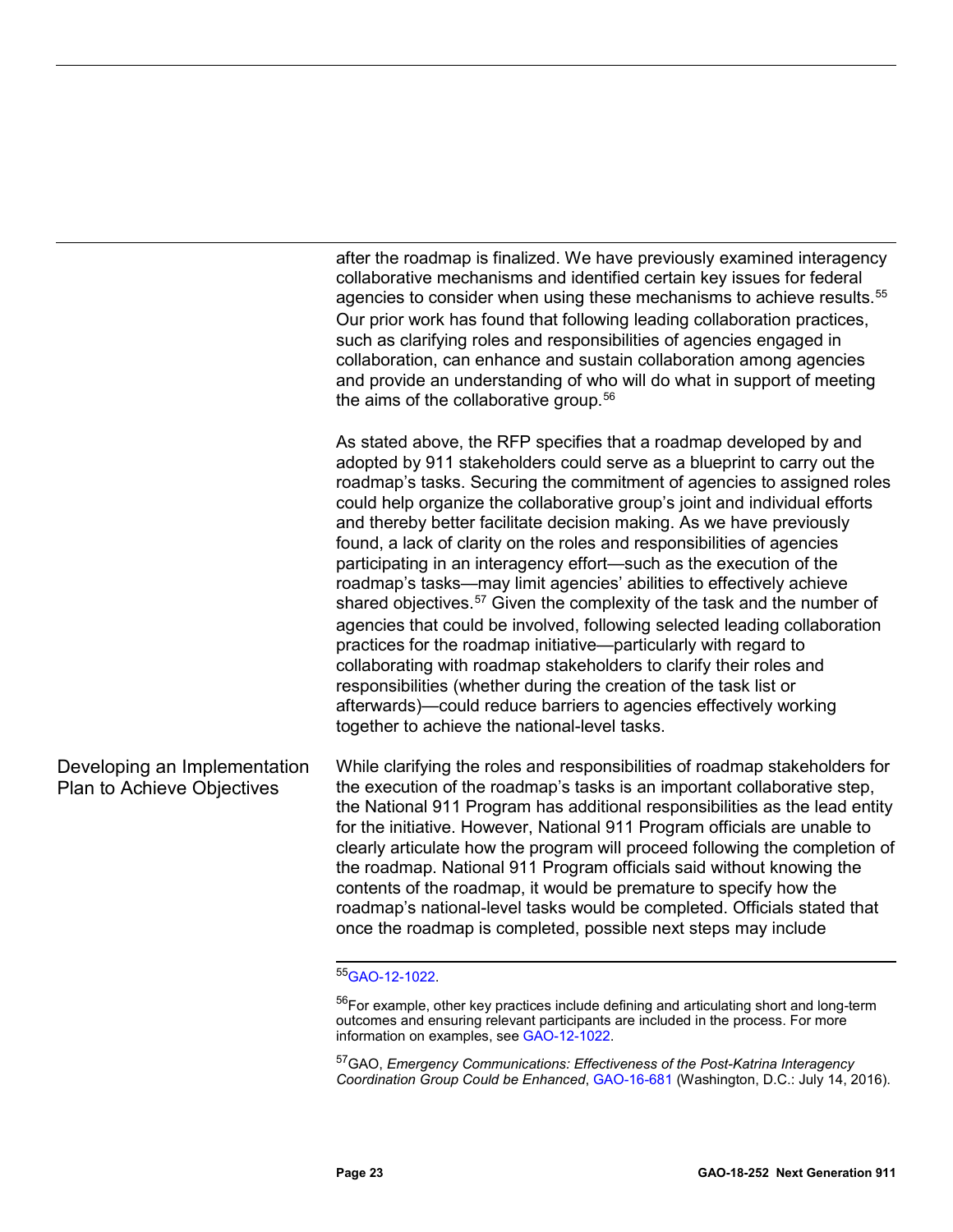after the roadmap is finalized. We have previously examined interagency collaborative mechanisms and identified certain key issues for federal agencies to consider when using these mechanisms to achieve results.[55] Our prior work has found that following leading collaboration practices, such as clarifying roles and responsibilities of agencies engaged in collaboration, can enhance and sustain collaboration among agencies and provide an understanding of who will do what in support of meeting the aims of the collaborative group.[56]

As stated above, the RFP specifies that a roadmap developed by and adopted by 911 stakeholders could serve as a blueprint to carry out the roadmap's tasks. Securing the commitment of agencies to assigned roles could help organize the collaborative group's joint and individual efforts and thereby better facilitate decision making. As we have previously found, a lack of clarity on the roles and responsibilities of agencies participating in an interagency effort—such as the execution of the roadmap's tasks—may limit agencies' abilities to effectively achieve shared objectives.[57] Given the complexity of the task and the number of agencies that could be involved, following selected leading collaboration practices for the roadmap initiative—particularly with regard to collaborating with roadmap stakeholders to clarify their roles and responsibilities (whether during the creation of the task list or afterwards)—could reduce barriers to agencies effectively working together to achieve the national-level tasks.

## Developing an Implementation Plan to Achieve Objectives

While clarifying the roles and responsibilities of roadmap stakeholders for the execution of the roadmap's tasks is an important collaborative step, the National 911 Program has additional responsibilities as the lead entity for the initiative. However, National 911 Program officials are unable to clearly articulate how the program will proceed following the completion of the roadmap. National 911 Program officials said without knowing the contents of the roadmap, it would be premature to specify how the roadmap's national-level tasks would be completed. Officials stated that once the roadmap is completed, possible next steps may include

---

[55] GAO-12-1022.

[56] For example, other key practices include defining and articulating short and long-term outcomes and ensuring relevant participants are included in the process. For more information on examples, see GAO-12-1022.

[57] GAO, *Emergency Communications: Effectiveness of the Post-Katrina Interagency Coordination Group Could be Enhanced*, GAO-16-681 (Washington, D.C.: July 14, 2016).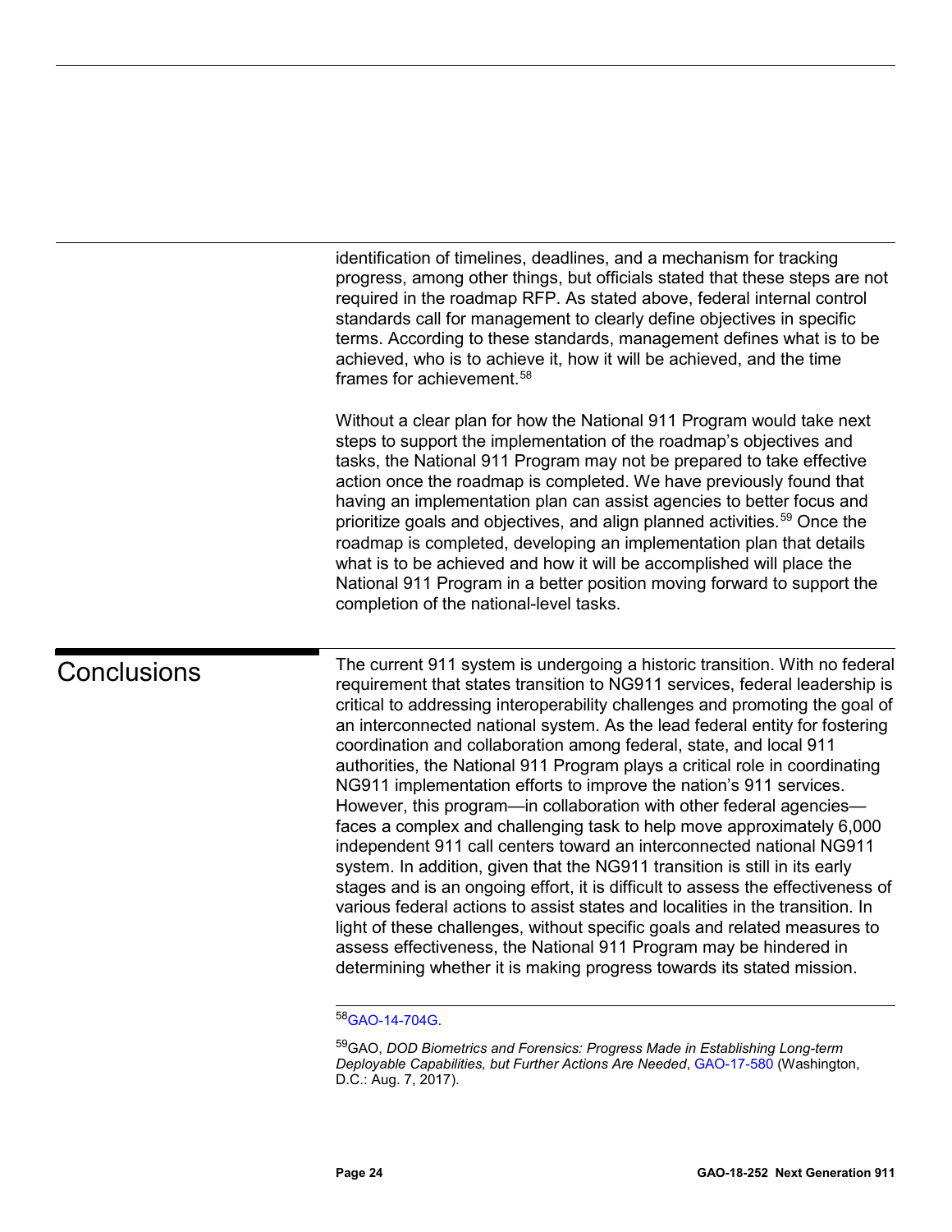identification of timelines, deadlines, and a mechanism for tracking progress, among other things, but officials stated that these steps are not required in the roadmap RFP. As stated above, federal internal control standards call for management to clearly define objectives in specific terms. According to these standards, management defines what is to be achieved, who is to achieve it, how it will be achieved, and the time frames for achievement.[58]

Without a clear plan for how the National 911 Program would take next steps to support the implementation of the roadmap's objectives and tasks, the National 911 Program may not be prepared to take effective action once the roadmap is completed. We have previously found that having an implementation plan can assist agencies to better focus and prioritize goals and objectives, and align planned activities.[59] Once the roadmap is completed, developing an implementation plan that details what is to be achieved and how it will be accomplished will place the National 911 Program in a better position moving forward to support the completion of the national-level tasks.

## Conclusions

The current 911 system is undergoing a historic transition. With no federal requirement that states transition to NG911 services, federal leadership is critical to addressing interoperability challenges and promoting the goal of an interconnected national system. As the lead federal entity for fostering coordination and collaboration among federal, state, and local 911 authorities, the National 911 Program plays a critical role in coordinating NG911 implementation efforts to improve the nation's 911 services. However, this program—in collaboration with other federal agencies—faces a complex and challenging task to help move approximately 6,000 independent 911 call centers toward an interconnected national NG911 system. In addition, given that the NG911 transition is still in its early stages and is an ongoing effort, it is difficult to assess the effectiveness of various federal actions to assist states and localities in the transition. In light of these challenges, without specific goals and related measures to assess effectiveness, the National 911 Program may be hindered in determining whether it is making progress towards its stated mission.

---

[58] GAO-14-704G.

[59] GAO, *DOD Biometrics and Forensics: Progress Made in Establishing Long-term Deployable Capabilities, but Further Actions Are Needed*, GAO-17-580 (Washington, D.C.: Aug. 7, 2017).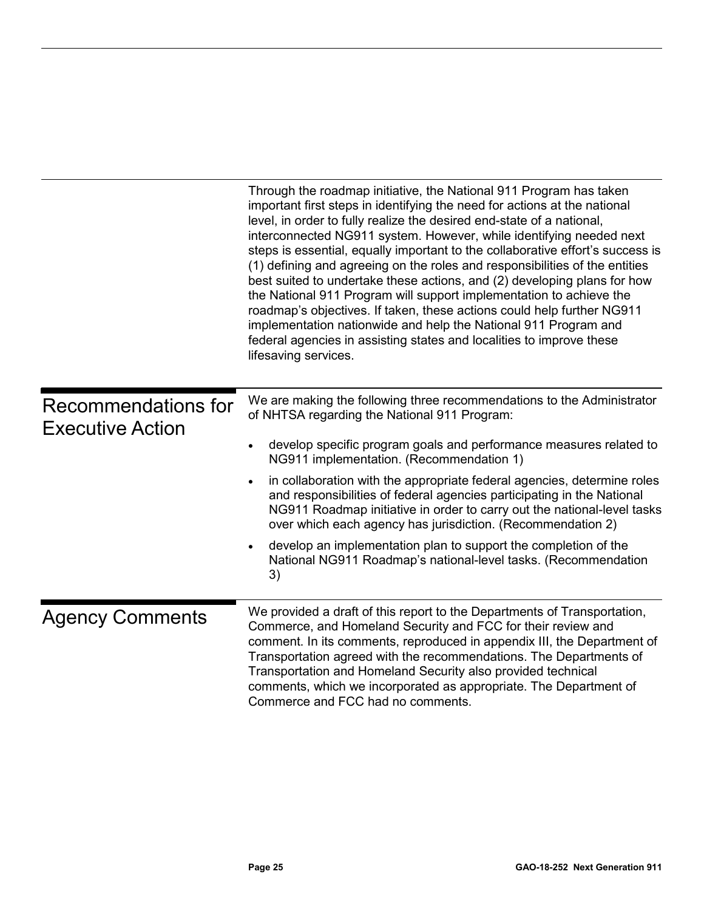Through the roadmap initiative, the National 911 Program has taken important first steps in identifying the need for actions at the national level, in order to fully realize the desired end-state of a national, interconnected NG911 system. However, while identifying needed next steps is essential, equally important to the collaborative effort's success is (1) defining and agreeing on the roles and responsibilities of the entities best suited to undertake these actions, and (2) developing plans for how the National 911 Program will support implementation to achieve the roadmap's objectives. If taken, these actions could help further NG911 implementation nationwide and help the National 911 Program and federal agencies in assisting states and localities to improve these lifesaving services.

## Recommendations for Executive Action

We are making the following three recommendations to the Administrator of NHTSA regarding the National 911 Program:

- develop specific program goals and performance measures related to NG911 implementation. (Recommendation 1)
- in collaboration with the appropriate federal agencies, determine roles and responsibilities of federal agencies participating in the National NG911 Roadmap initiative in order to carry out the national-level tasks over which each agency has jurisdiction. (Recommendation 2)
- develop an implementation plan to support the completion of the National NG911 Roadmap's national-level tasks. (Recommendation 3)

## Agency Comments

We provided a draft of this report to the Departments of Transportation, Commerce, and Homeland Security and FCC for their review and comment. In its comments, reproduced in appendix III, the Department of Transportation agreed with the recommendations. The Departments of Transportation and Homeland Security also provided technical comments, which we incorporated as appropriate. The Department of Commerce and FCC had no comments.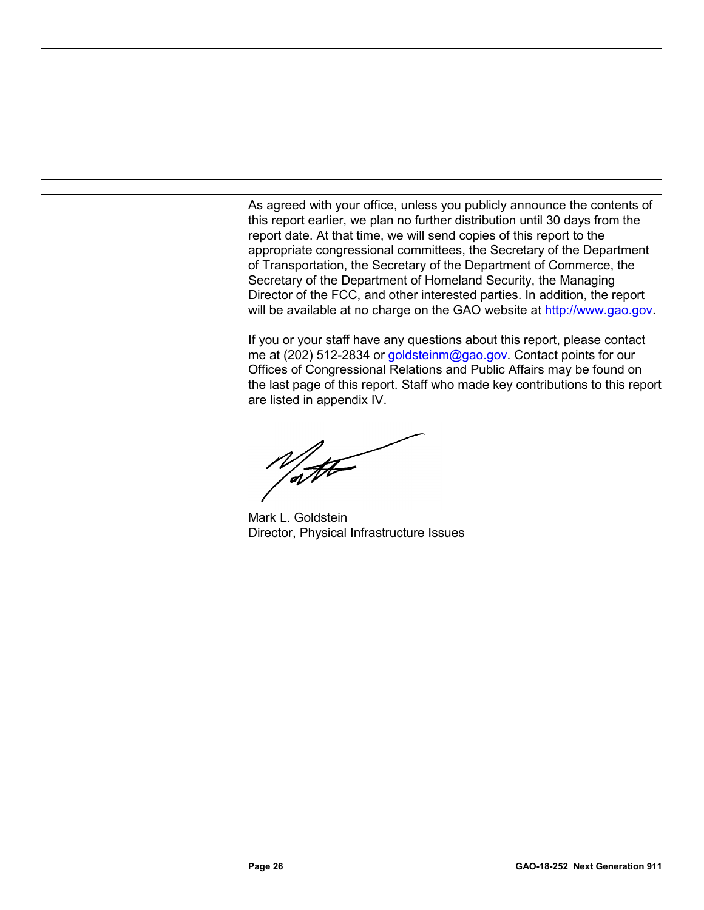As agreed with your office, unless you publicly announce the contents of this report earlier, we plan no further distribution until 30 days from the report date. At that time, we will send copies of this report to the appropriate congressional committees, the Secretary of the Department of Transportation, the Secretary of the Department of Commerce, the Secretary of the Department of Homeland Security, the Managing Director of the FCC, and other interested parties. In addition, the report will be available at no charge on the GAO website at http://www.gao.gov.

If you or your staff have any questions about this report, please contact me at (202) 512-2834 or goldsteinm@gao.gov. Contact points for our Offices of Congressional Relations and Public Affairs may be found on the last page of this report. Staff who made key contributions to this report are listed in appendix IV.

Mark L. Goldstein
Director, Physical Infrastructure Issues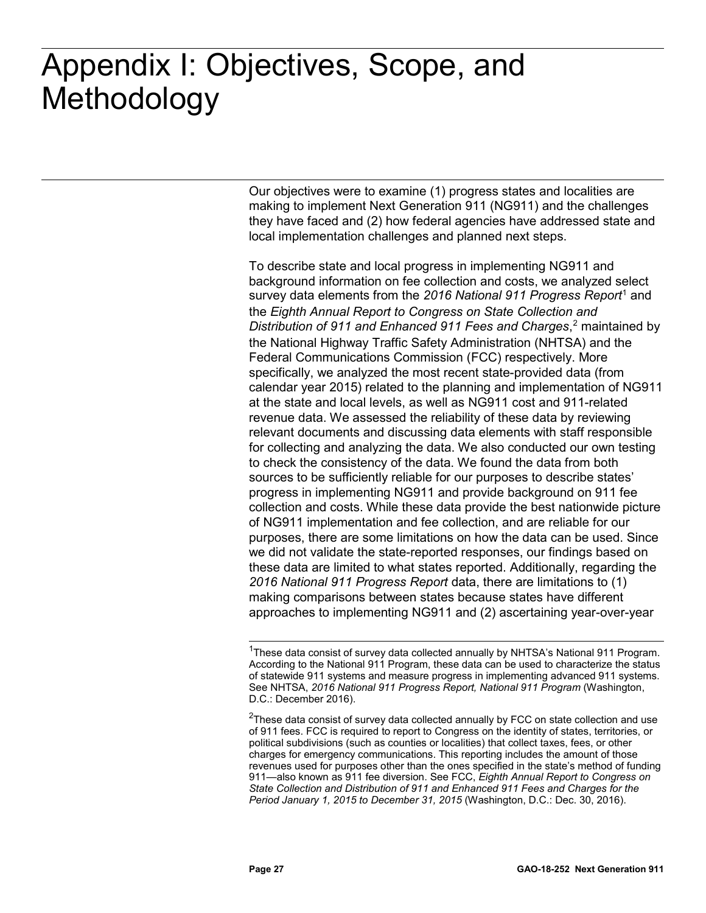# Appendix I: Objectives, Scope, and Methodology

Our objectives were to examine (1) progress states and localities are making to implement Next Generation 911 (NG911) and the challenges they have faced and (2) how federal agencies have addressed state and local implementation challenges and planned next steps.

To describe state and local progress in implementing NG911 and background information on fee collection and costs, we analyzed select survey data elements from the *2016 National 911 Progress Report*[1] and the *Eighth Annual Report to Congress on State Collection and Distribution of 911 and Enhanced 911 Fees and Charges*,[2] maintained by the National Highway Traffic Safety Administration (NHTSA) and the Federal Communications Commission (FCC) respectively. More specifically, we analyzed the most recent state-provided data (from calendar year 2015) related to the planning and implementation of NG911 at the state and local levels, as well as NG911 cost and 911-related revenue data. We assessed the reliability of these data by reviewing relevant documents and discussing data elements with staff responsible for collecting and analyzing the data. We also conducted our own testing to check the consistency of the data. We found the data from both sources to be sufficiently reliable for our purposes to describe states' progress in implementing NG911 and provide background on 911 fee collection and costs. While these data provide the best nationwide picture of NG911 implementation and fee collection, and are reliable for our purposes, there are some limitations on how the data can be used. Since we did not validate the state-reported responses, our findings based on these data are limited to what states reported. Additionally, regarding the *2016 National 911 Progress Report* data, there are limitations to (1) making comparisons between states because states have different approaches to implementing NG911 and (2) ascertaining year-over-year

---

[1]These data consist of survey data collected annually by NHTSA's National 911 Program. According to the National 911 Program, these data can be used to characterize the status of statewide 911 systems and measure progress in implementing advanced 911 systems. See NHTSA, *2016 National 911 Progress Report, National 911 Program* (Washington, D.C.: December 2016).

[2]These data consist of survey data collected annually by FCC on state collection and use of 911 fees. FCC is required to report to Congress on the identity of states, territories, or political subdivisions (such as counties or localities) that collect taxes, fees, or other charges for emergency communications. This reporting includes the amount of those revenues used for purposes other than the ones specified in the state's method of funding 911—also known as 911 fee diversion. See FCC, *Eighth Annual Report to Congress on State Collection and Distribution of 911 and Enhanced 911 Fees and Charges for the Period January 1, 2015 to December 31, 2015* (Washington, D.C.: Dec. 30, 2016).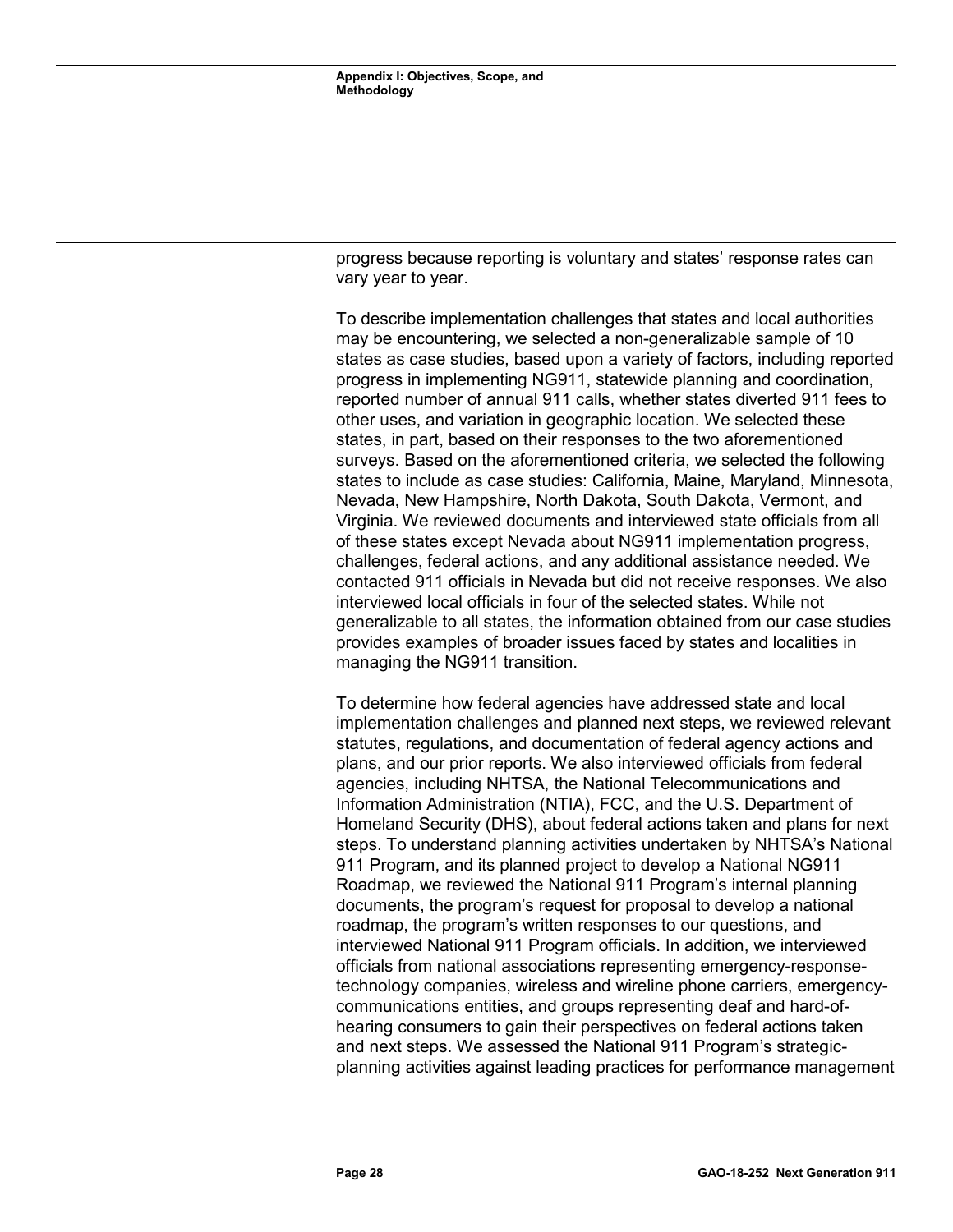progress because reporting is voluntary and states' response rates can vary year to year.

To describe implementation challenges that states and local authorities may be encountering, we selected a non-generalizable sample of 10 states as case studies, based upon a variety of factors, including reported progress in implementing NG911, statewide planning and coordination, reported number of annual 911 calls, whether states diverted 911 fees to other uses, and variation in geographic location. We selected these states, in part, based on their responses to the two aforementioned surveys. Based on the aforementioned criteria, we selected the following states to include as case studies: California, Maine, Maryland, Minnesota, Nevada, New Hampshire, North Dakota, South Dakota, Vermont, and Virginia. We reviewed documents and interviewed state officials from all of these states except Nevada about NG911 implementation progress, challenges, federal actions, and any additional assistance needed. We contacted 911 officials in Nevada but did not receive responses. We also interviewed local officials in four of the selected states. While not generalizable to all states, the information obtained from our case studies provides examples of broader issues faced by states and localities in managing the NG911 transition.

To determine how federal agencies have addressed state and local implementation challenges and planned next steps, we reviewed relevant statutes, regulations, and documentation of federal agency actions and plans, and our prior reports. We also interviewed officials from federal agencies, including NHTSA, the National Telecommunications and Information Administration (NTIA), FCC, and the U.S. Department of Homeland Security (DHS), about federal actions taken and plans for next steps. To understand planning activities undertaken by NHTSA's National 911 Program, and its planned project to develop a National NG911 Roadmap, we reviewed the National 911 Program's internal planning documents, the program's request for proposal to develop a national roadmap, the program's written responses to our questions, and interviewed National 911 Program officials. In addition, we interviewed officials from national associations representing emergency-response-technology companies, wireless and wireline phone carriers, emergency-communications entities, and groups representing deaf and hard-of-hearing consumers to gain their perspectives on federal actions taken and next steps. We assessed the National 911 Program's strategic-planning activities against leading practices for performance management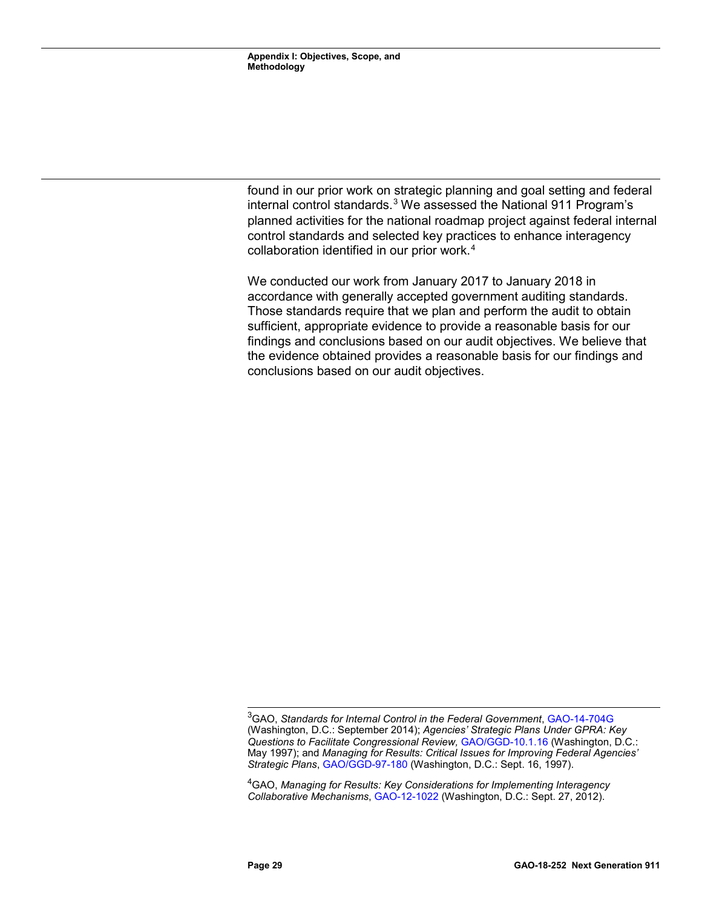found in our prior work on strategic planning and goal setting and federal internal control standards.[3] We assessed the National 911 Program's planned activities for the national roadmap project against federal internal control standards and selected key practices to enhance interagency collaboration identified in our prior work.[4]

We conducted our work from January 2017 to January 2018 in accordance with generally accepted government auditing standards. Those standards require that we plan and perform the audit to obtain sufficient, appropriate evidence to provide a reasonable basis for our findings and conclusions based on our audit objectives. We believe that the evidence obtained provides a reasonable basis for our findings and conclusions based on our audit objectives.

---

[3]GAO, *Standards for Internal Control in the Federal Government*, GAO-14-704G (Washington, D.C.: September 2014); *Agencies' Strategic Plans Under GPRA: Key Questions to Facilitate Congressional Review*, GAO/GGD-10.1.16 (Washington, D.C.: May 1997); and *Managing for Results: Critical Issues for Improving Federal Agencies' Strategic Plans*, GAO/GGD-97-180 (Washington, D.C.: Sept. 16, 1997).

[4]GAO, *Managing for Results: Key Considerations for Implementing Interagency Collaborative Mechanisms*, GAO-12-1022 (Washington, D.C.: Sept. 27, 2012).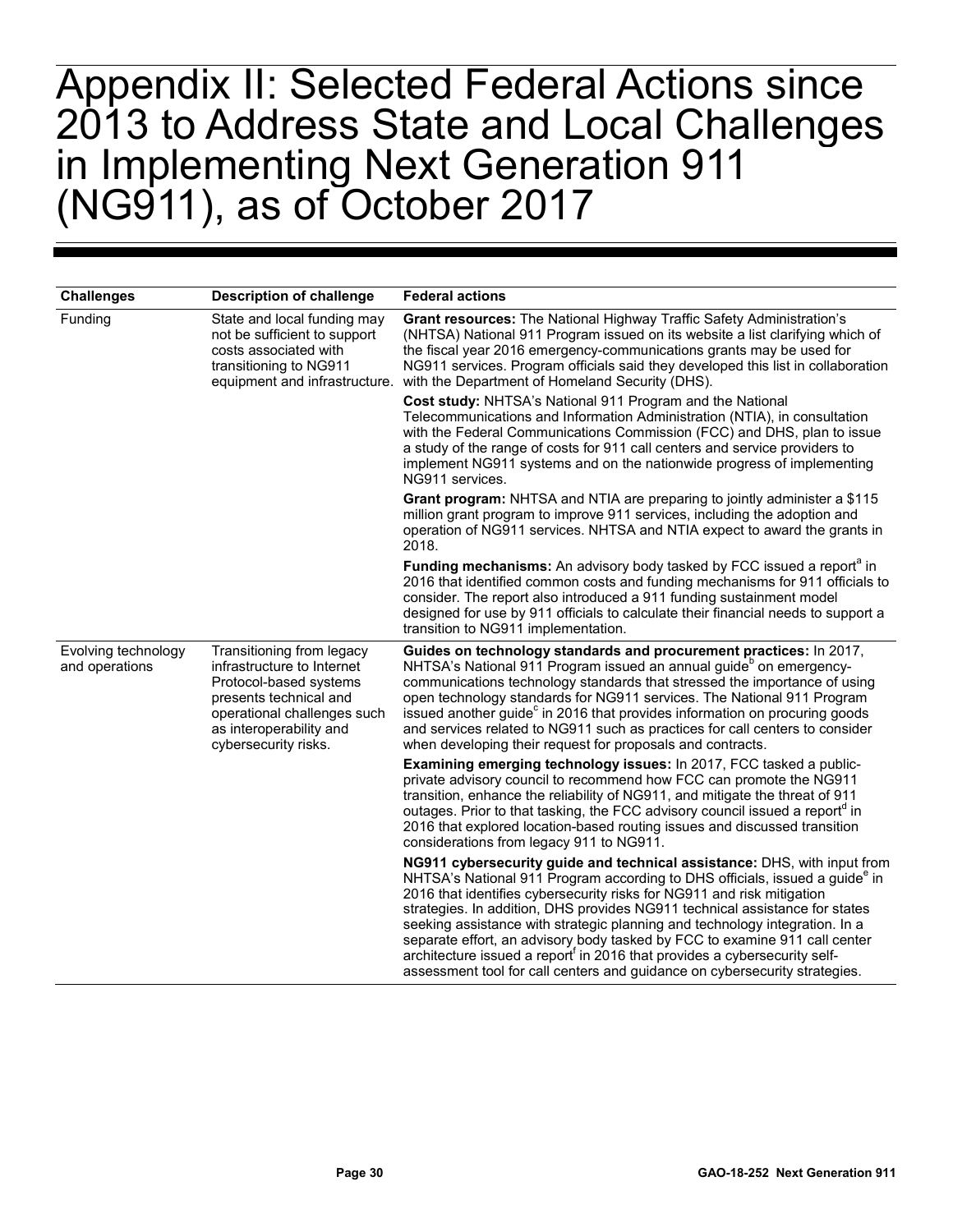# Appendix II: Selected Federal Actions since 2013 to Address State and Local Challenges in Implementing Next Generation 911 (NG911), as of October 2017

| Challenges | Description of challenge | Federal actions |
|---|---|---|
| Funding | State and local funding may not be sufficient to support costs associated with transitioning to NG911 equipment and infrastructure. | **Grant resources:** The National Highway Traffic Safety Administration's (NHTSA) National 911 Program issued on its website a list clarifying which of the fiscal year 2016 emergency-communications grants may be used for NG911 services. Program officials said they developed this list in collaboration with the Department of Homeland Security (DHS). |
| | | **Cost study:** NHTSA's National 911 Program and the National Telecommunications and Information Administration (NTIA), in consultation with the Federal Communications Commission (FCC) and DHS, plan to issue a study of the range of costs for 911 call centers and service providers to implement NG911 systems and on the nationwide progress of implementing NG911 services. |
| | | **Grant program:** NHTSA and NTIA are preparing to jointly administer a $115 million grant program to improve 911 services, including the adoption and operation of NG911 services. NHTSA and NTIA expect to award the grants in 2018. |
| | | **Funding mechanisms:** An advisory body tasked by FCC issued a report[a] in 2016 that identified common costs and funding mechanisms for 911 officials to consider. The report also introduced a 911 funding sustainment model designed for use by 911 officials to calculate their financial needs to support a transition to NG911 implementation. |
| Evolving technology and operations | Transitioning from legacy infrastructure to Internet Protocol-based systems presents technical and operational challenges such as interoperability and cybersecurity risks. | **Guides on technology standards and procurement practices:** In 2017, NHTSA's National 911 Program issued an annual guide[b] on emergency-communications technology standards that stressed the importance of using open technology standards for NG911 services. The National 911 Program issued another guide[c] in 2016 that provides information on procuring goods and services related to NG911 such as practices for call centers to consider when developing their request for proposals and contracts. |
| | | **Examining emerging technology issues:** In 2017, FCC tasked a public-private advisory council to recommend how FCC can promote the NG911 transition, enhance the reliability of NG911, and mitigate the threat of 911 outages. Prior to that tasking, the FCC advisory council issued a report[d] in 2016 that explored location-based routing issues and discussed transition considerations from legacy 911 to NG911. |
| | | **NG911 cybersecurity guide and technical assistance:** DHS, with input from NHTSA's National 911 Program according to DHS officials, issued a guide[e] in 2016 that identifies cybersecurity risks for NG911 and risk mitigation strategies. In addition, DHS provides NG911 technical assistance for states seeking assistance with strategic planning and technology integration. In a separate effort, an advisory body tasked by FCC to examine 911 call center architecture issued a report[f] in 2016 that provides a cybersecurity self-assessment tool for call centers and guidance on cybersecurity strategies. |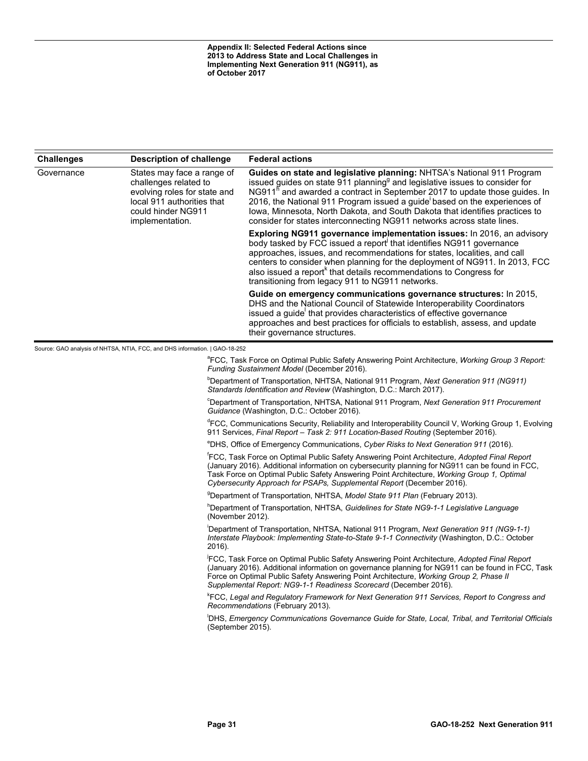| Challenges | Description of challenge | Federal actions |
|---|---|---|
| Governance | States may face a range of challenges related to evolving roles for state and local 911 authorities that could hinder NG911 implementation. | **Guides on state and legislative planning:** NHTSA's National 911 Program issued guides on state 911 planning[g] and legislative issues to consider for NG911[h] and awarded a contract in September 2017 to update those guides. In 2016, the National 911 Program issued a guide[i] based on the experiences of Iowa, Minnesota, North Dakota, and South Dakota that identifies practices to consider for states interconnecting NG911 networks across state lines. |
| | | **Exploring NG911 governance implementation issues:** In 2016, an advisory body tasked by FCC issued a report[j] that identifies NG911 governance approaches, issues, and recommendations for states, localities, and call centers to consider when planning for the deployment of NG911. In 2013, FCC also issued a report[k] that details recommendations to Congress for transitioning from legacy 911 to NG911 networks. |
| | | **Guide on emergency communications governance structures:** In 2015, DHS and the National Council of Statewide Interoperability Coordinators issued a guide[l] that provides characteristics of effective governance approaches and best practices for officials to establish, assess, and update their governance structures. |

Source: GAO analysis of NHTSA, NTIA, FCC, and DHS information. | GAO-18-252

[a]FCC, Task Force on Optimal Public Safety Answering Point Architecture, *Working Group 3 Report: Funding Sustainment Model* (December 2016).

[b]Department of Transportation, NHTSA, National 911 Program, *Next Generation 911 (NG911) Standards Identification and Review* (Washington, D.C.: March 2017).

[c]Department of Transportation, NHTSA, National 911 Program, *Next Generation 911 Procurement Guidance* (Washington, D.C.: October 2016).

[d]FCC, Communications Security, Reliability and Interoperability Council V, Working Group 1, Evolving 911 Services, *Final Report – Task 2: 911 Location-Based Routing* (September 2016).

[e]DHS, Office of Emergency Communications, *Cyber Risks to Next Generation 911* (2016).

[f]FCC, Task Force on Optimal Public Safety Answering Point Architecture, *Adopted Final Report* (January 2016). Additional information on cybersecurity planning for NG911 can be found in FCC, Task Force on Optimal Public Safety Answering Point Architecture, *Working Group 1, Optimal Cybersecurity Approach for PSAPs, Supplemental Report* (December 2016).

[g]Department of Transportation, NHTSA, *Model State 911 Plan* (February 2013).

[h]Department of Transportation, NHTSA, *Guidelines for State NG9-1-1 Legislative Language* (November 2012).

[i]Department of Transportation, NHTSA, National 911 Program, *Next Generation 911 (NG9-1-1) Interstate Playbook: Implementing State-to-State 9-1-1 Connectivity* (Washington, D.C.: October 2016).

[j]FCC, Task Force on Optimal Public Safety Answering Point Architecture, *Adopted Final Report* (January 2016). Additional information on governance planning for NG911 can be found in FCC, Task Force on Optimal Public Safety Answering Point Architecture, *Working Group 2, Phase II Supplemental Report: NG9-1-1 Readiness Scorecard* (December 2016).

[k]FCC, *Legal and Regulatory Framework for Next Generation 911 Services, Report to Congress and Recommendations* (February 2013).

[l]DHS, *Emergency Communications Governance Guide for State, Local, Tribal, and Territorial Officials* (September 2015).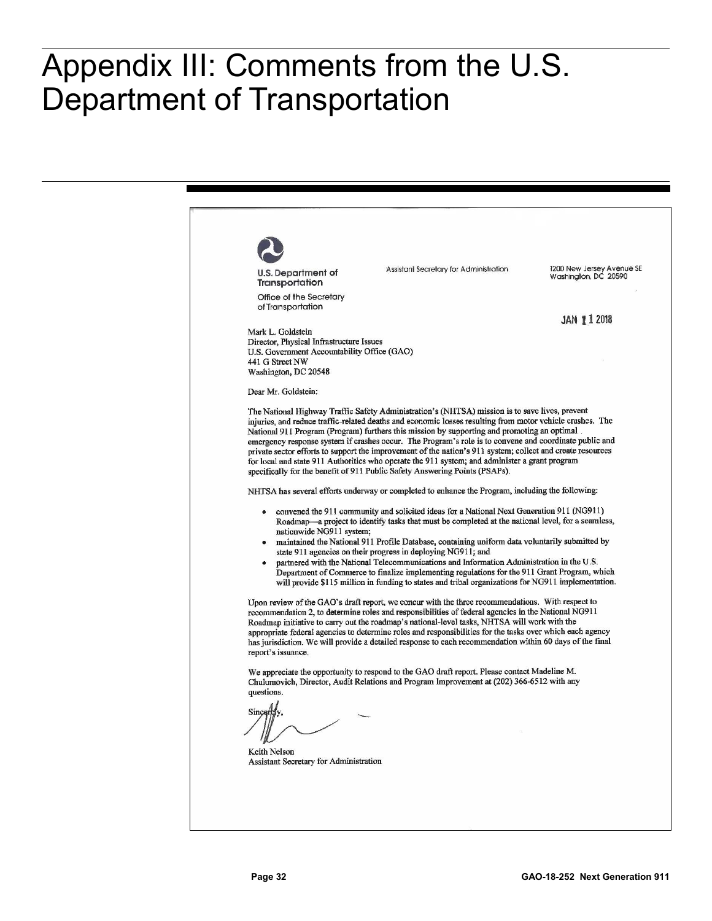# Appendix III: Comments from the U.S. Department of Transportation

U.S. Department of Transportation
Office of the Secretary of Transportation

Assistant Secretary for Administration

1200 New Jersey Avenue SE
Washington, DC 20590

JAN 11 2018

Mark L. Goldstein
Director, Physical Infrastructure Issues
U.S. Government Accountability Office (GAO)
441 G Street NW
Washington, DC 20548

Dear Mr. Goldstein:

The National Highway Traffic Safety Administration's (NHTSA) mission is to save lives, prevent injuries, and reduce traffic-related deaths and economic losses resulting from motor vehicle crashes. The National 911 Program (Program) furthers this mission by supporting and promoting an optimal emergency response system if crashes occur. The Program's role is to convene and coordinate public and private sector efforts to support the improvement of the nation's 911 system; collect and create resources for local and state 911 Authorities who operate the 911 system; and administer a grant program specifically for the benefit of 911 Public Safety Answering Points (PSAPs).

NHTSA has several efforts underway or completed to enhance the Program, including the following:

- convened the 911 community and solicited ideas for a National Next Generation 911 (NG911) Roadmap—a project to identify tasks that must be completed at the national level, for a seamless, nationwide NG911 system;
- maintained the National 911 Profile Database, containing uniform data voluntarily submitted by state 911 agencies on their progress in deploying NG911; and
- partnered with the National Telecommunications and Information Administration in the U.S. Department of Commerce to finalize implementing regulations for the 911 Grant Program, which will provide $115 million in funding to states and tribal organizations for NG911 implementation.

Upon review of the GAO's draft report, we concur with the three recommendations. With respect to recommendation 2, to determine roles and responsibilities of federal agencies in the National NG911 Roadmap initiative to carry out the roadmap's national-level tasks, NHTSA will work with the appropriate federal agencies to determine roles and responsibilities for the tasks over which each agency has jurisdiction. We will provide a detailed response to each recommendation within 60 days of the final report's issuance.

We appreciate the opportunity to respond to the GAO draft report. Please contact Madeline M. Chulumovich, Director, Audit Relations and Program Improvement at (202) 366-6512 with any questions.

Sincerely,

Keith Nelson
Assistant Secretary for Administration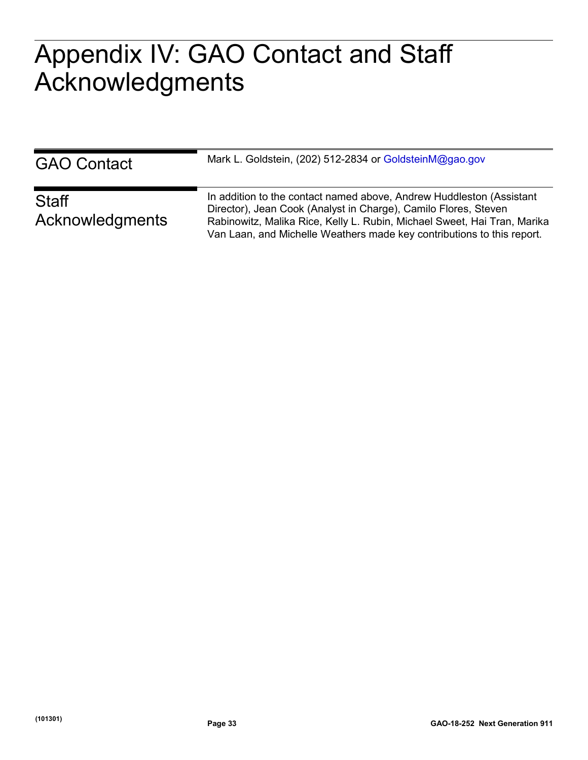# Appendix IV: GAO Contact and Staff Acknowledgments

## GAO Contact

Mark L. Goldstein, (202) 512-2834 or GoldsteinM@gao.gov

## Staff Acknowledgments

In addition to the contact named above, Andrew Huddleston (Assistant Director), Jean Cook (Analyst in Charge), Camilo Flores, Steven Rabinowitz, Malika Rice, Kelly L. Rubin, Michael Sweet, Hai Tran, Marika Van Laan, and Michelle Weathers made key contributions to this report.

(101301)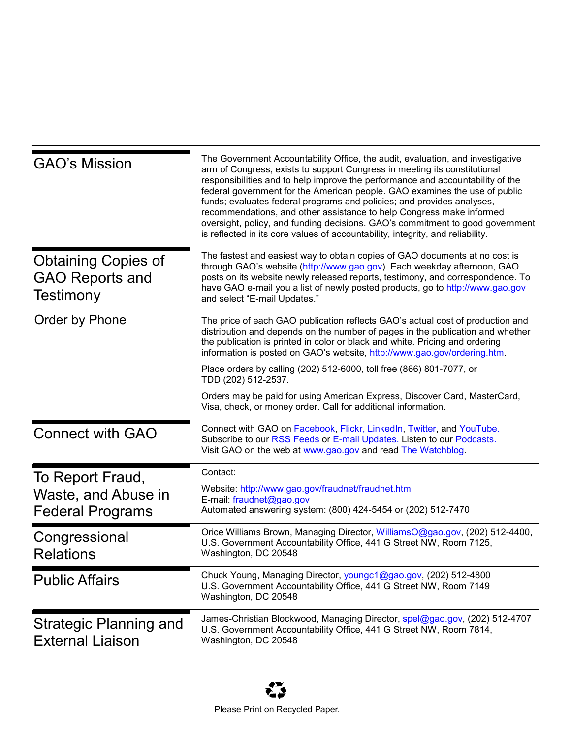## GAO's Mission

The Government Accountability Office, the audit, evaluation, and investigative arm of Congress, exists to support Congress in meeting its constitutional responsibilities and to help improve the performance and accountability of the federal government for the American people. GAO examines the use of public funds; evaluates federal programs and policies; and provides analyses, recommendations, and other assistance to help Congress make informed oversight, policy, and funding decisions. GAO's commitment to good government is reflected in its core values of accountability, integrity, and reliability.

## Obtaining Copies of GAO Reports and Testimony

The fastest and easiest way to obtain copies of GAO documents at no cost is through GAO's website (http://www.gao.gov). Each weekday afternoon, GAO posts on its website newly released reports, testimony, and correspondence. To have GAO e-mail you a list of newly posted products, go to http://www.gao.gov and select "E-mail Updates."

### Order by Phone

The price of each GAO publication reflects GAO's actual cost of production and distribution and depends on the number of pages in the publication and whether the publication is printed in color or black and white. Pricing and ordering information is posted on GAO's website, http://www.gao.gov/ordering.htm.

Place orders by calling (202) 512-6000, toll free (866) 801-7077, or TDD (202) 512-2537.

Orders may be paid for using American Express, Discover Card, MasterCard, Visa, check, or money order. Call for additional information.

## Connect with GAO

Connect with GAO on Facebook, Flickr, LinkedIn, Twitter, and YouTube. Subscribe to our RSS Feeds or E-mail Updates. Listen to our Podcasts. Visit GAO on the web at www.gao.gov and read The Watchblog.

## To Report Fraud, Waste, and Abuse in Federal Programs

Contact:

Website: http://www.gao.gov/fraudnet/fraudnet.htm
E-mail: fraudnet@gao.gov
Automated answering system: (800) 424-5454 or (202) 512-7470

## Congressional Relations

Orice Williams Brown, Managing Director, WilliamsO@gao.gov, (202) 512-4400, U.S. Government Accountability Office, 441 G Street NW, Room 7125, Washington, DC 20548

## Public Affairs

Chuck Young, Managing Director, youngc1@gao.gov, (202) 512-4800
U.S. Government Accountability Office, 441 G Street NW, Room 7149
Washington, DC 20548

## Strategic Planning and External Liaison

James-Christian Blockwood, Managing Director, spel@gao.gov, (202) 512-4707
U.S. Government Accountability Office, 441 G Street NW, Room 7814, Washington, DC 20548

Please Print on Recycled Paper.